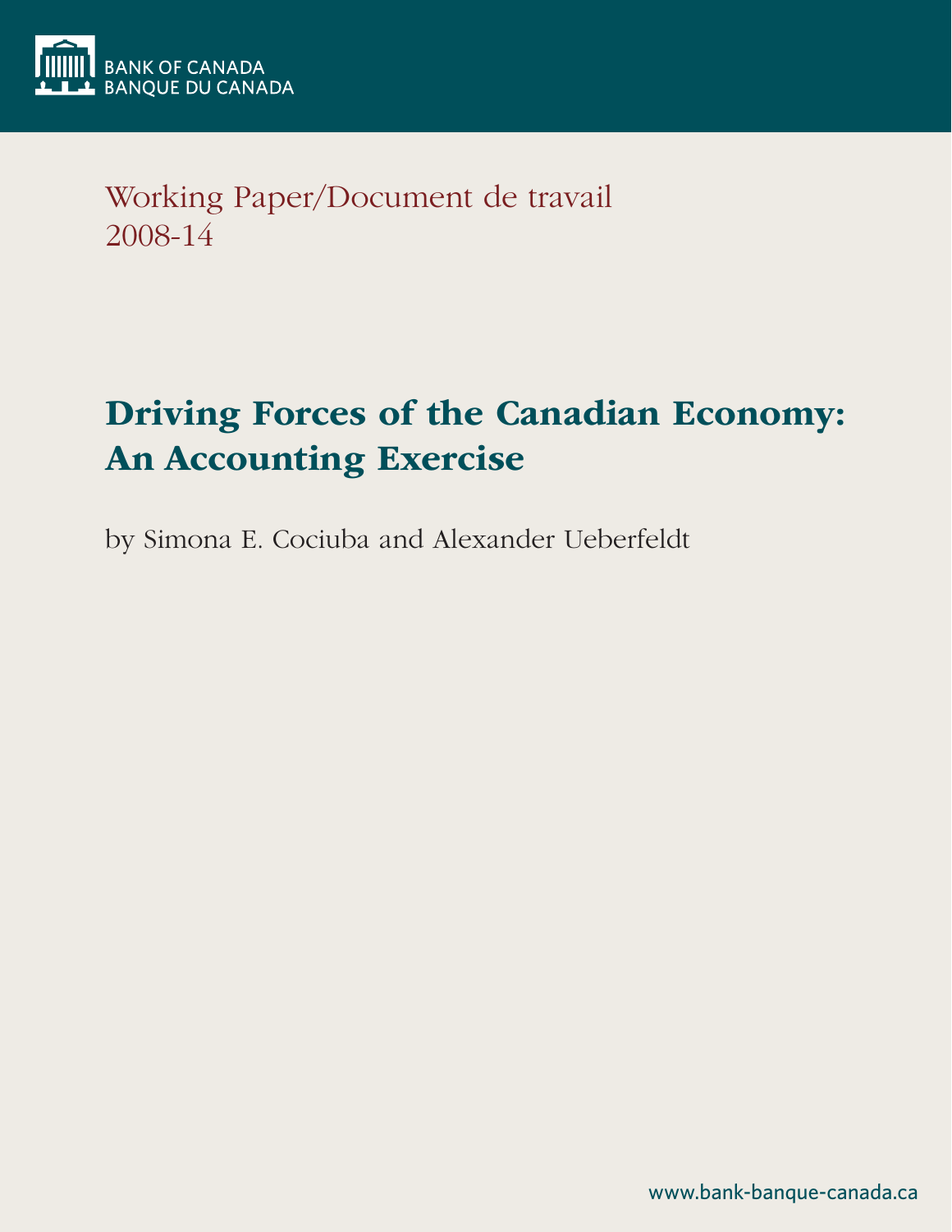BANK OF CANADA
BANQUE DU CANADA

Working Paper/Document de travail
2008-14

# Driving Forces of the Canadian Economy: An Accounting Exercise

by Simona E. Cociuba and Alexander Ueberfeldt

www.bank-banque-canada.ca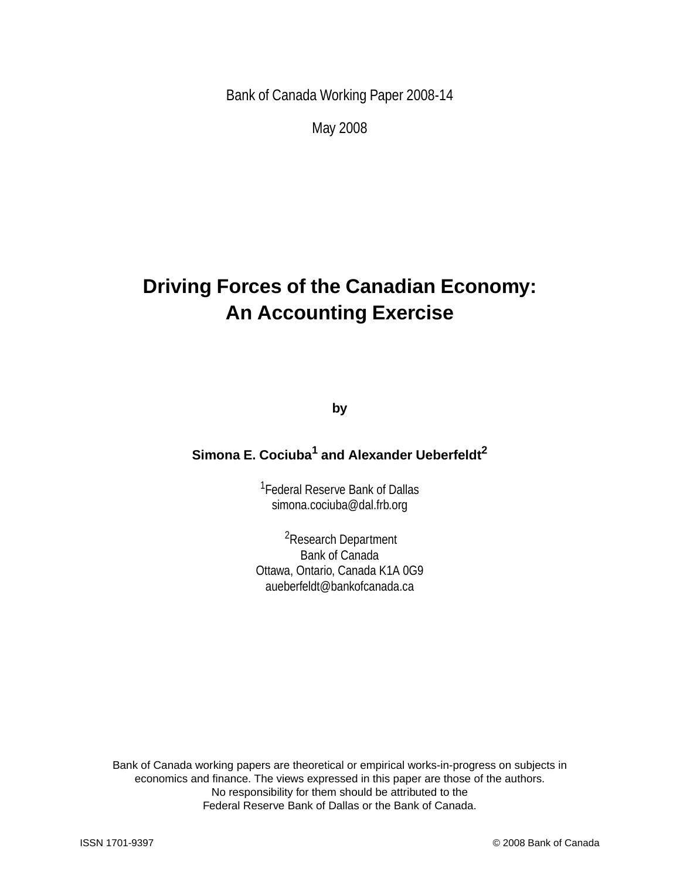Bank of Canada Working Paper 2008-14

May 2008

# Driving Forces of the Canadian Economy: An Accounting Exercise

**by**

**Simona E. Cociuba[1] and Alexander Ueberfeldt[2]**

[1]Federal Reserve Bank of Dallas
simona.cociuba@dal.frb.org

[2]Research Department
Bank of Canada
Ottawa, Ontario, Canada K1A 0G9
aueberfeldt@bankofcanada.ca

Bank of Canada working papers are theoretical or empirical works-in-progress on subjects in economics and finance. The views expressed in this paper are those of the authors. No responsibility for them should be attributed to the Federal Reserve Bank of Dallas or the Bank of Canada.

ISSN 1701-9397 © 2008 Bank of Canada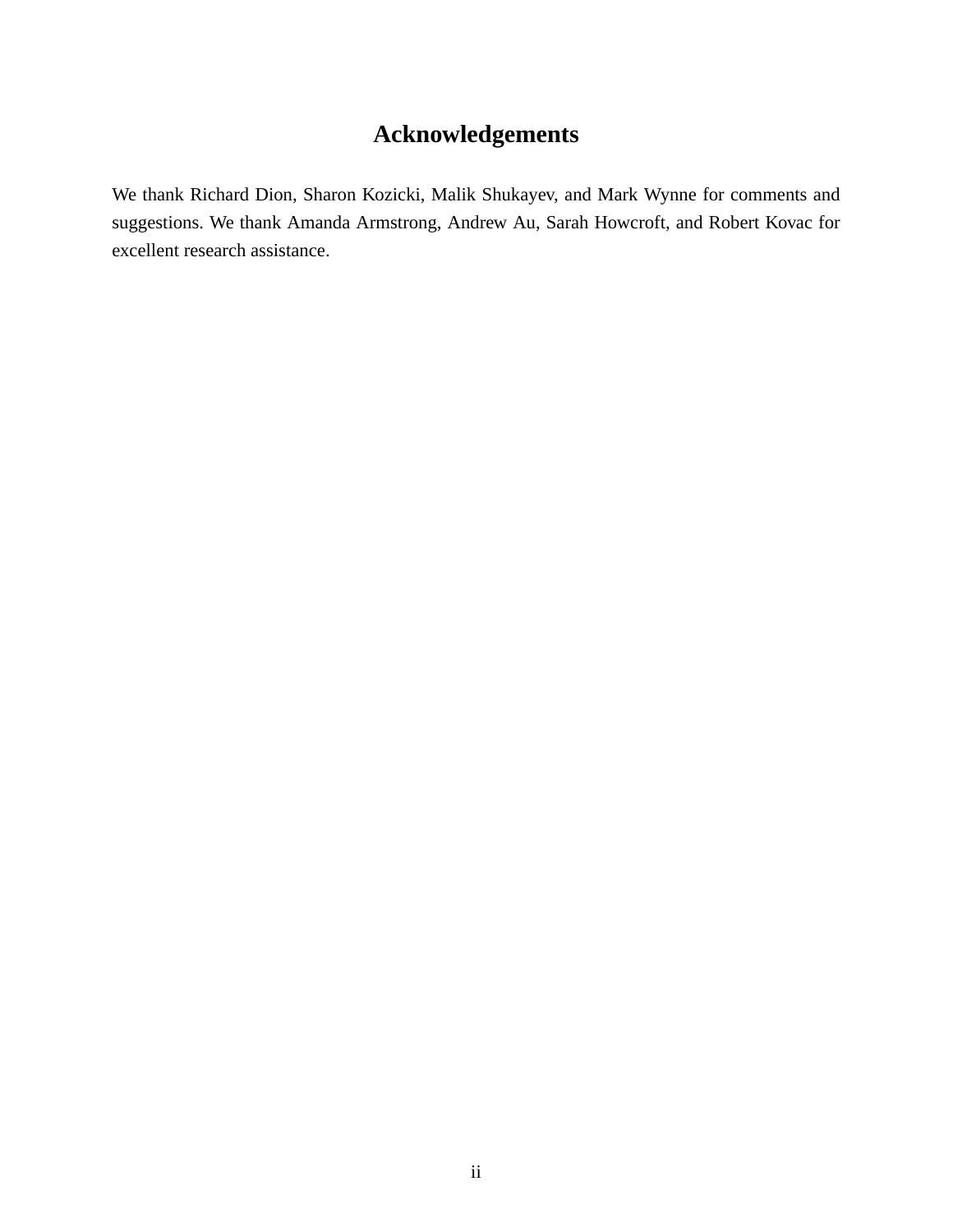# Acknowledgements

We thank Richard Dion, Sharon Kozicki, Malik Shukayev, and Mark Wynne for comments and suggestions. We thank Amanda Armstrong, Andrew Au, Sarah Howcroft, and Robert Kovac for excellent research assistance.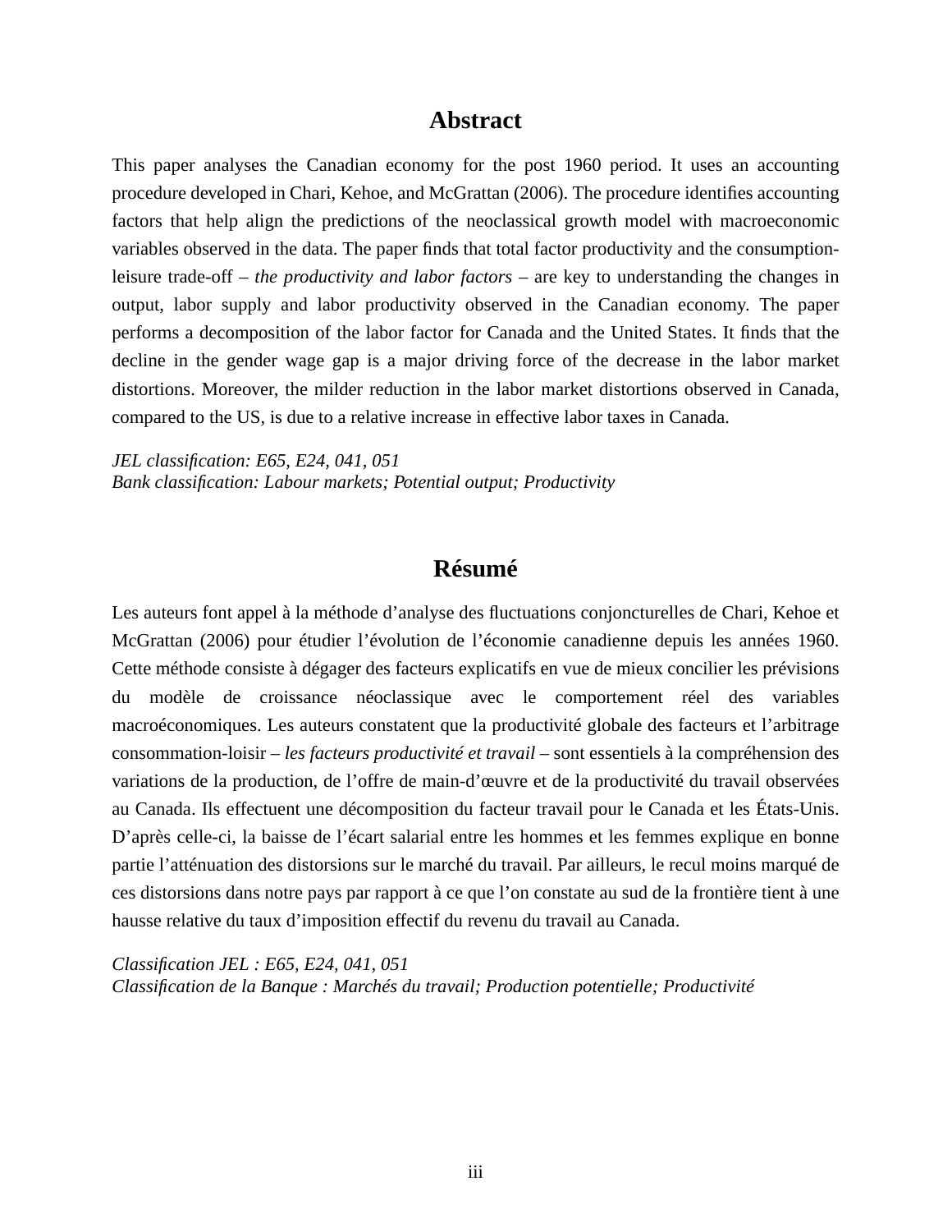## Abstract

This paper analyses the Canadian economy for the post 1960 period. It uses an accounting procedure developed in Chari, Kehoe, and McGrattan (2006). The procedure identifies accounting factors that help align the predictions of the neoclassical growth model with macroeconomic variables observed in the data. The paper finds that total factor productivity and the consumption-leisure trade-off – *the productivity and labor factors* – are key to understanding the changes in output, labor supply and labor productivity observed in the Canadian economy. The paper performs a decomposition of the labor factor for Canada and the United States. It finds that the decline in the gender wage gap is a major driving force of the decrease in the labor market distortions. Moreover, the milder reduction in the labor market distortions observed in Canada, compared to the US, is due to a relative increase in effective labor taxes in Canada.

*JEL classification: E65, E24, 041, 051*
*Bank classification: Labour markets; Potential output; Productivity*

## Résumé

Les auteurs font appel à la méthode d'analyse des fluctuations conjoncturelles de Chari, Kehoe et McGrattan (2006) pour étudier l'évolution de l'économie canadienne depuis les années 1960. Cette méthode consiste à dégager des facteurs explicatifs en vue de mieux concilier les prévisions du modèle de croissance néoclassique avec le comportement réel des variables macroéconomiques. Les auteurs constatent que la productivité globale des facteurs et l'arbitrage consommation-loisir – *les facteurs productivité et travail* – sont essentiels à la compréhension des variations de la production, de l'offre de main-d'œuvre et de la productivité du travail observées au Canada. Ils effectuent une décomposition du facteur travail pour le Canada et les États-Unis. D'après celle-ci, la baisse de l'écart salarial entre les hommes et les femmes explique en bonne partie l'atténuation des distorsions sur le marché du travail. Par ailleurs, le recul moins marqué de ces distorsions dans notre pays par rapport à ce que l'on constate au sud de la frontière tient à une hausse relative du taux d'imposition effectif du revenu du travail au Canada.

*Classification JEL : E65, E24, 041, 051*
*Classification de la Banque : Marchés du travail; Production potentielle; Productivité*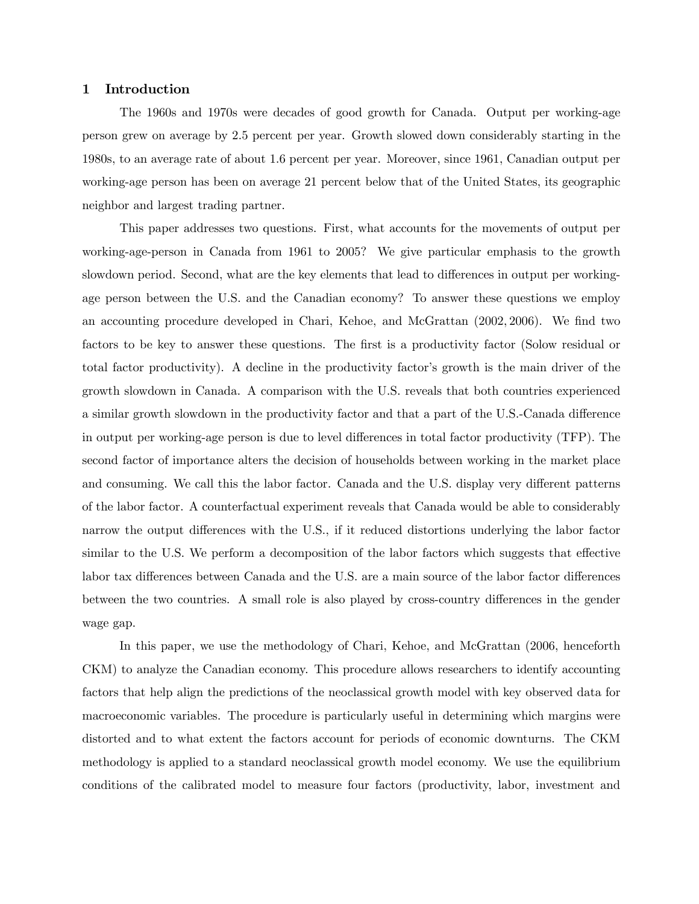# 1 Introduction

The 1960s and 1970s were decades of good growth for Canada. Output per working-age person grew on average by 2.5 percent per year. Growth slowed down considerably starting in the 1980s, to an average rate of about 1.6 percent per year. Moreover, since 1961, Canadian output per working-age person has been on average 21 percent below that of the United States, its geographic neighbor and largest trading partner.

This paper addresses two questions. First, what accounts for the movements of output per working-age-person in Canada from 1961 to 2005? We give particular emphasis to the growth slowdown period. Second, what are the key elements that lead to differences in output per working-age person between the U.S. and the Canadian economy? To answer these questions we employ an accounting procedure developed in Chari, Kehoe, and McGrattan (2002, 2006). We find two factors to be key to answer these questions. The first is a productivity factor (Solow residual or total factor productivity). A decline in the productivity factor's growth is the main driver of the growth slowdown in Canada. A comparison with the U.S. reveals that both countries experienced a similar growth slowdown in the productivity factor and that a part of the U.S.-Canada difference in output per working-age person is due to level differences in total factor productivity (TFP). The second factor of importance alters the decision of households between working in the market place and consuming. We call this the labor factor. Canada and the U.S. display very different patterns of the labor factor. A counterfactual experiment reveals that Canada would be able to considerably narrow the output differences with the U.S., if it reduced distortions underlying the labor factor similar to the U.S. We perform a decomposition of the labor factors which suggests that effective labor tax differences between Canada and the U.S. are a main source of the labor factor differences between the two countries. A small role is also played by cross-country differences in the gender wage gap.

In this paper, we use the methodology of Chari, Kehoe, and McGrattan (2006, henceforth CKM) to analyze the Canadian economy. This procedure allows researchers to identify accounting factors that help align the predictions of the neoclassical growth model with key observed data for macroeconomic variables. The procedure is particularly useful in determining which margins were distorted and to what extent the factors account for periods of economic downturns. The CKM methodology is applied to a standard neoclassical growth model economy. We use the equilibrium conditions of the calibrated model to measure four factors (productivity, labor, investment and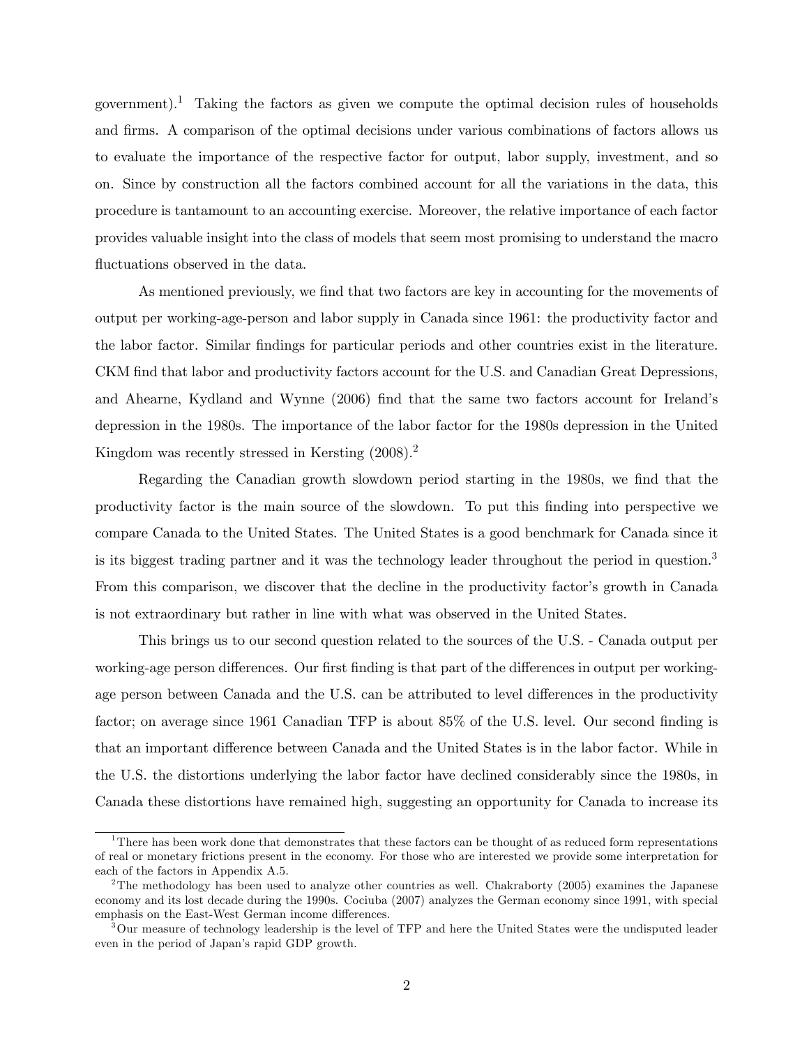government).[1] Taking the factors as given we compute the optimal decision rules of households and firms. A comparison of the optimal decisions under various combinations of factors allows us to evaluate the importance of the respective factor for output, labor supply, investment, and so on. Since by construction all the factors combined account for all the variations in the data, this procedure is tantamount to an accounting exercise. Moreover, the relative importance of each factor provides valuable insight into the class of models that seem most promising to understand the macro fluctuations observed in the data.

As mentioned previously, we find that two factors are key in accounting for the movements of output per working-age-person and labor supply in Canada since 1961: the productivity factor and the labor factor. Similar findings for particular periods and other countries exist in the literature. CKM find that labor and productivity factors account for the U.S. and Canadian Great Depressions, and Ahearne, Kydland and Wynne (2006) find that the same two factors account for Ireland's depression in the 1980s. The importance of the labor factor for the 1980s depression in the United Kingdom was recently stressed in Kersting (2008).[2]

Regarding the Canadian growth slowdown period starting in the 1980s, we find that the productivity factor is the main source of the slowdown. To put this finding into perspective we compare Canada to the United States. The United States is a good benchmark for Canada since it is its biggest trading partner and it was the technology leader throughout the period in question.[3] From this comparison, we discover that the decline in the productivity factor's growth in Canada is not extraordinary but rather in line with what was observed in the United States.

This brings us to our second question related to the sources of the U.S. - Canada output per working-age person differences. Our first finding is that part of the differences in output per working-age person between Canada and the U.S. can be attributed to level differences in the productivity factor; on average since 1961 Canadian TFP is about 85% of the U.S. level. Our second finding is that an important difference between Canada and the United States is in the labor factor. While in the U.S. the distortions underlying the labor factor have declined considerably since the 1980s, in Canada these distortions have remained high, suggesting an opportunity for Canada to increase its

[1] There has been work done that demonstrates that these factors can be thought of as reduced form representations of real or monetary frictions present in the economy. For those who are interested we provide some interpretation for each of the factors in Appendix A.5.

[2] The methodology has been used to analyze other countries as well. Chakraborty (2005) examines the Japanese economy and its lost decade during the 1990s. Cociuba (2007) analyzes the German economy since 1991, with special emphasis on the East-West German income differences.

[3] Our measure of technology leadership is the level of TFP and here the United States were the undisputed leader even in the period of Japan's rapid GDP growth.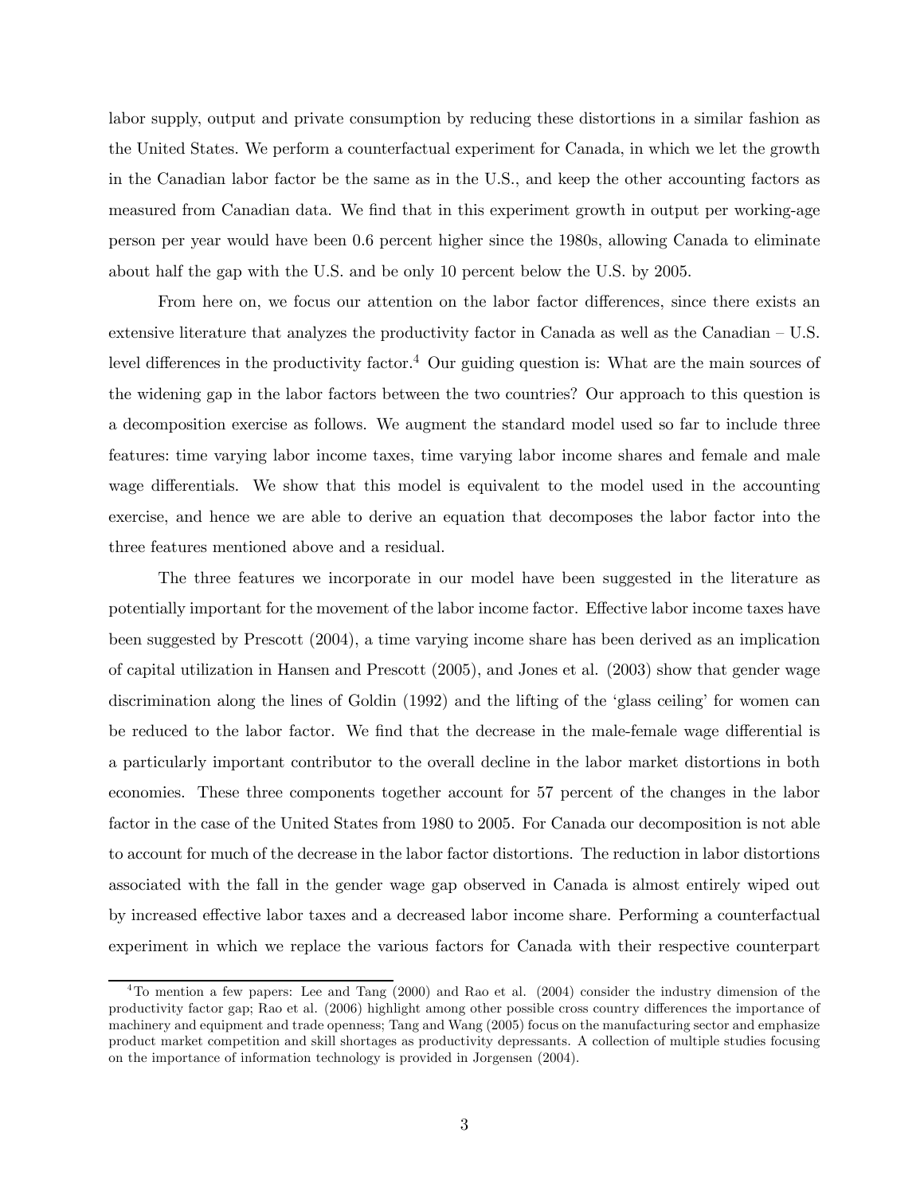labor supply, output and private consumption by reducing these distortions in a similar fashion as the United States. We perform a counterfactual experiment for Canada, in which we let the growth in the Canadian labor factor be the same as in the U.S., and keep the other accounting factors as measured from Canadian data. We find that in this experiment growth in output per working-age person per year would have been 0.6 percent higher since the 1980s, allowing Canada to eliminate about half the gap with the U.S. and be only 10 percent below the U.S. by 2005.

From here on, we focus our attention on the labor factor differences, since there exists an extensive literature that analyzes the productivity factor in Canada as well as the Canadian – U.S. level differences in the productivity factor.[4] Our guiding question is: What are the main sources of the widening gap in the labor factors between the two countries? Our approach to this question is a decomposition exercise as follows. We augment the standard model used so far to include three features: time varying labor income taxes, time varying labor income shares and female and male wage differentials. We show that this model is equivalent to the model used in the accounting exercise, and hence we are able to derive an equation that decomposes the labor factor into the three features mentioned above and a residual.

The three features we incorporate in our model have been suggested in the literature as potentially important for the movement of the labor income factor. Effective labor income taxes have been suggested by Prescott (2004), a time varying income share has been derived as an implication of capital utilization in Hansen and Prescott (2005), and Jones et al. (2003) show that gender wage discrimination along the lines of Goldin (1992) and the lifting of the 'glass ceiling' for women can be reduced to the labor factor. We find that the decrease in the male-female wage differential is a particularly important contributor to the overall decline in the labor market distortions in both economies. These three components together account for 57 percent of the changes in the labor factor in the case of the United States from 1980 to 2005. For Canada our decomposition is not able to account for much of the decrease in the labor factor distortions. The reduction in labor distortions associated with the fall in the gender wage gap observed in Canada is almost entirely wiped out by increased effective labor taxes and a decreased labor income share. Performing a counterfactual experiment in which we replace the various factors for Canada with their respective counterpart

[4] To mention a few papers: Lee and Tang (2000) and Rao et al. (2004) consider the industry dimension of the productivity factor gap; Rao et al. (2006) highlight among other possible cross country differences the importance of machinery and equipment and trade openness; Tang and Wang (2005) focus on the manufacturing sector and emphasize product market competition and skill shortages as productivity depressants. A collection of multiple studies focusing on the importance of information technology is provided in Jorgensen (2004).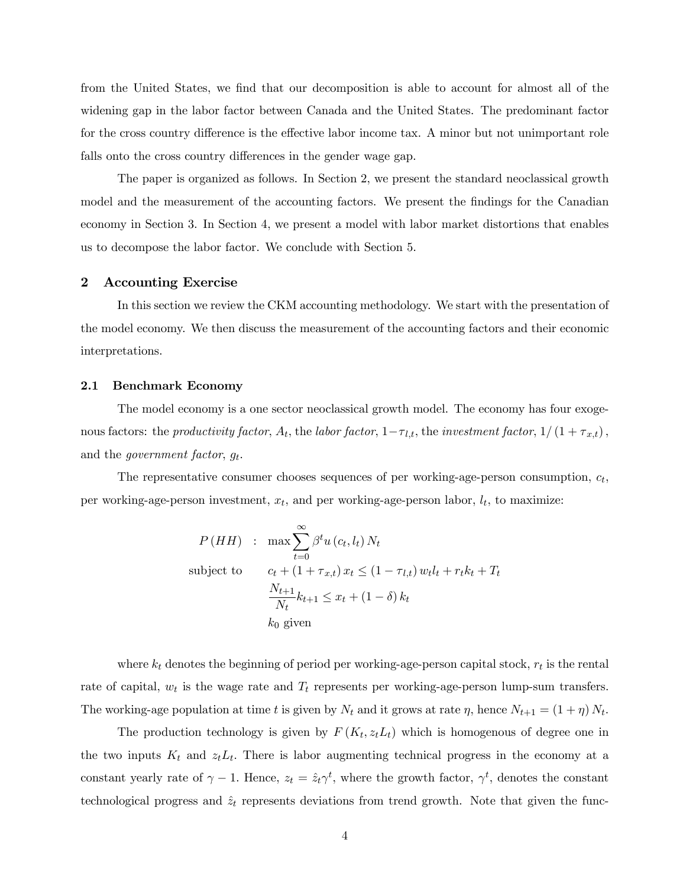from the United States, we find that our decomposition is able to account for almost all of the widening gap in the labor factor between Canada and the United States. The predominant factor for the cross country difference is the effective labor income tax. A minor but not unimportant role falls onto the cross country differences in the gender wage gap.

The paper is organized as follows. In Section 2, we present the standard neoclassical growth model and the measurement of the accounting factors. We present the findings for the Canadian economy in Section 3. In Section 4, we present a model with labor market distortions that enables us to decompose the labor factor. We conclude with Section 5.

## 2 Accounting Exercise

In this section we review the CKM accounting methodology. We start with the presentation of the model economy. We then discuss the measurement of the accounting factors and their economic interpretations.

### 2.1 Benchmark Economy

The model economy is a one sector neoclassical growth model. The economy has four exogenous factors: the *productivity factor*, $A_t$, the *labor factor*, $1-\tau_{l,t}$, the *investment factor*, $1/(1+\tau_{x,t})$, and the *government factor*, $g_t$.

The representative consumer chooses sequences of per working-age-person consumption, $c_t$, per working-age-person investment, $x_t$, and per working-age-person labor, $l_t$, to maximize:

$$
\begin{aligned}
P(HH) \quad &: \quad \max \sum_{t=0}^{\infty} \beta^t u(c_t, l_t) N_t \\
\text{subject to} \quad & \quad c_t + (1+\tau_{x,t}) x_t \leq (1-\tau_{l,t}) w_t l_t + r_t k_t + T_t \\
& \quad \frac{N_{t+1}}{N_t} k_{t+1} \leq x_t + (1-\delta) k_t \\
& \quad k_0 \text{ given}
\end{aligned}
$$

where $k_t$ denotes the beginning of period per working-age-person capital stock, $r_t$ is the rental rate of capital, $w_t$ is the wage rate and $T_t$ represents per working-age-person lump-sum transfers. The working-age population at time $t$ is given by $N_t$ and it grows at rate $\eta$, hence $N_{t+1} = (1+\eta) N_t$.

The production technology is given by $F(K_t, z_t L_t)$ which is homogenous of degree one in the two inputs $K_t$ and $z_t L_t$. There is labor augmenting technical progress in the economy at a constant yearly rate of $\gamma - 1$. Hence, $z_t = \hat{z}_t \gamma^t$, where the growth factor, $\gamma^t$, denotes the constant technological progress and $\hat{z}_t$ represents deviations from trend growth. Note that given the func-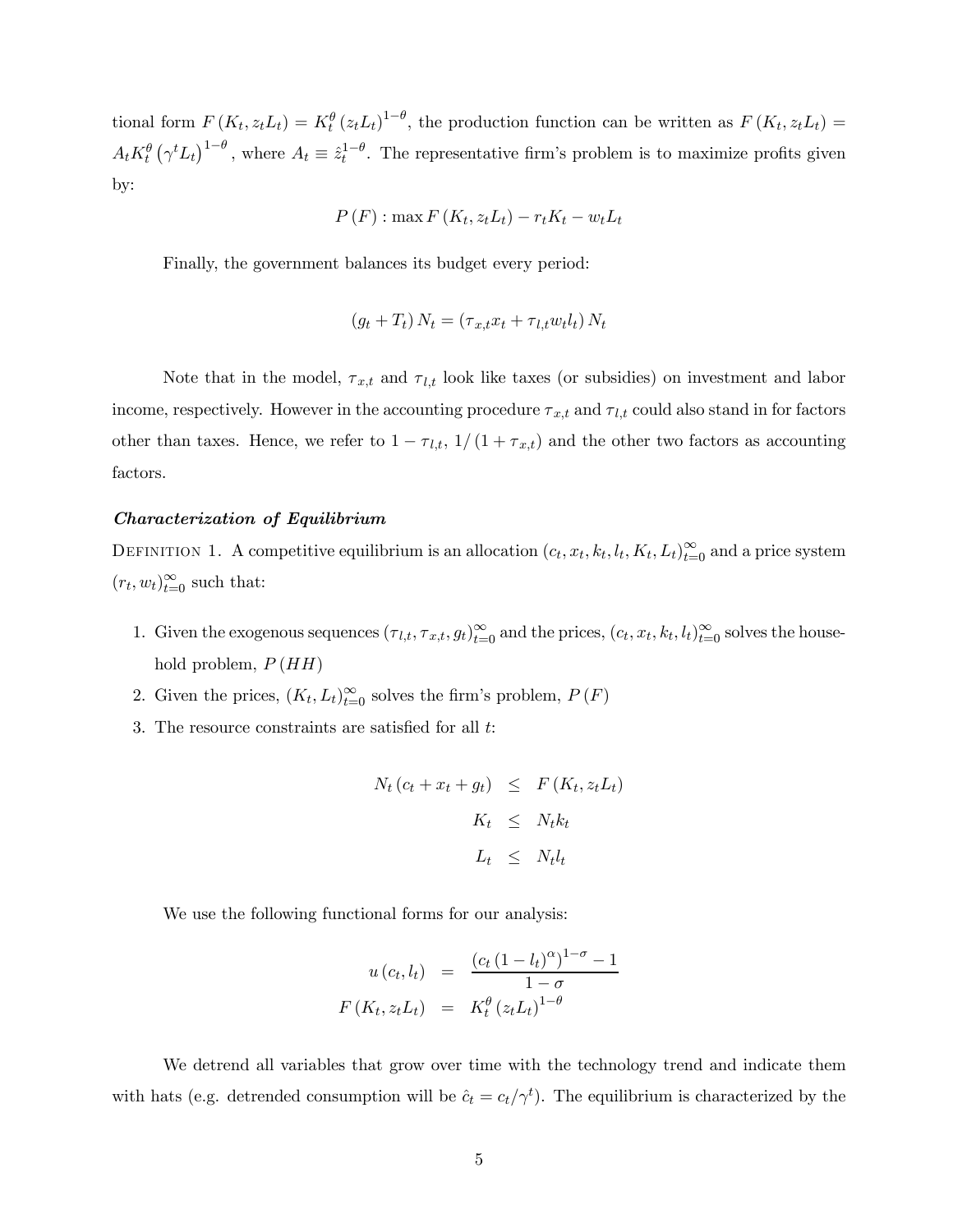tional form $F(K_t, z_tL_t) = K_t^{\theta}(z_tL_t)^{1-\theta}$, the production function can be written as $F(K_t, z_tL_t) = A_tK_t^{\theta}(\gamma^tL_t)^{1-\theta}$, where $A_t \equiv \hat{z}_t^{1-\theta}$. The representative firm's problem is to maximize profits given by:

$$P(F) : \max F(K_t, z_tL_t) - r_tK_t - w_tL_t$$

Finally, the government balances its budget every period:

$$(g_t + T_t) N_t = (\tau_{x,t}x_t + \tau_{l,t}w_tl_t) N_t$$

Note that in the model, $\tau_{x,t}$ and $\tau_{l,t}$ look like taxes (or subsidies) on investment and labor income, respectively. However in the accounting procedure $\tau_{x,t}$ and $\tau_{l,t}$ could also stand in for factors other than taxes. Hence, we refer to $1 - \tau_{l,t}$, $1/(1 + \tau_{x,t})$ and the other two factors as accounting factors.

***Characterization of Equilibrium***

Definition 1. A competitive equilibrium is an allocation $(c_t, x_t, k_t, l_t, K_t, L_t)_{t=0}^{\infty}$ and a price system $(r_t, w_t)_{t=0}^{\infty}$ such that:

1. Given the exogenous sequences $(\tau_{l,t}, \tau_{x,t}, g_t)_{t=0}^{\infty}$ and the prices, $(c_t, x_t, k_t, l_t)_{t=0}^{\infty}$ solves the household problem, $P(HH)$
2. Given the prices, $(K_t, L_t)_{t=0}^{\infty}$ solves the firm's problem, $P(F)$
3. The resource constraints are satisfied for all $t$:

$$\begin{aligned}
N_t(c_t + x_t + g_t) &\leq F(K_t, z_tL_t) \\
K_t &\leq N_tk_t \\
L_t &\leq N_tl_t
\end{aligned}$$

We use the following functional forms for our analysis:

$$\begin{aligned}
u(c_t, l_t) &= \frac{(c_t(1-l_t)^{\alpha})^{1-\sigma} - 1}{1-\sigma} \\
F(K_t, z_tL_t) &= K_t^{\theta}(z_tL_t)^{1-\theta}
\end{aligned}$$

We detrend all variables that grow over time with the technology trend and indicate them with hats (e.g. detrended consumption will be $\hat{c}_t = c_t/\gamma^t$). The equilibrium is characterized by the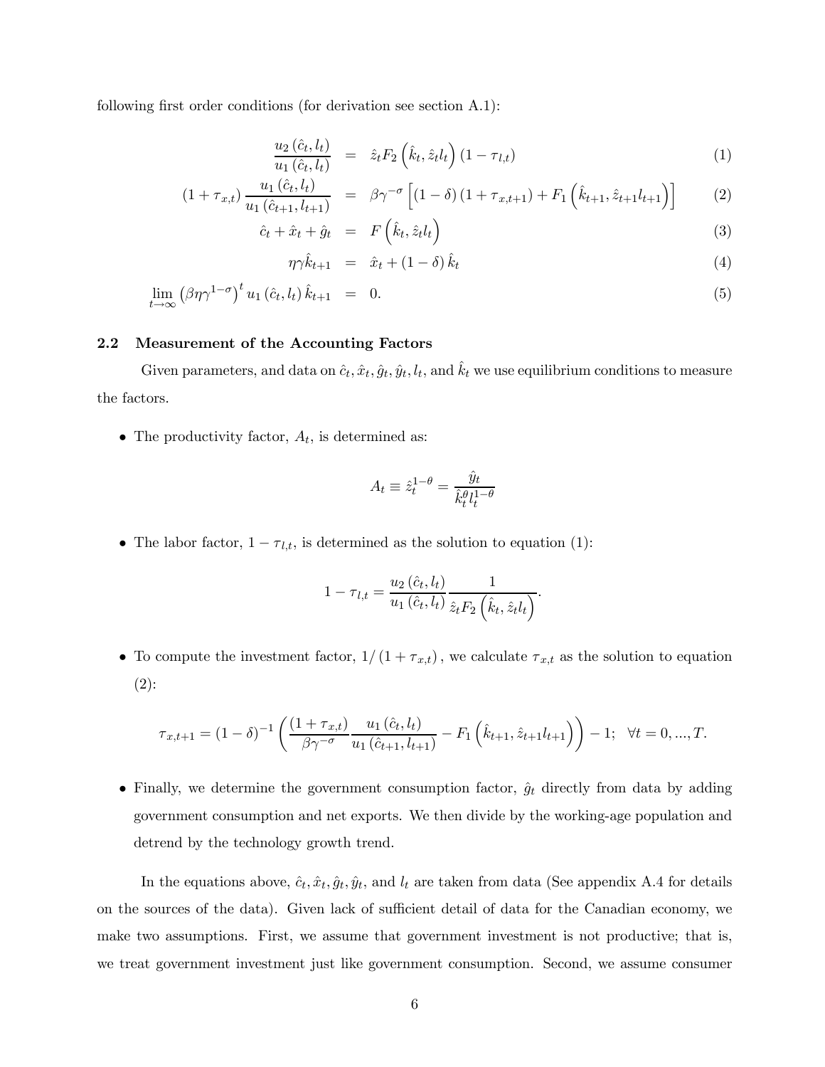following first order conditions (for derivation see section A.1):

$$\frac{u_2(\hat{c}_t, l_t)}{u_1(\hat{c}_t, l_t)} = \hat{z}_t F_2\left(\hat{k}_t, \hat{z}_t l_t\right)(1 - \tau_{l,t}) \tag{1}$$

$$(1 + \tau_{x,t}) \frac{u_1(\hat{c}_t, l_t)}{u_1(\hat{c}_{t+1}, l_{t+1})} = \beta \gamma^{-\sigma} \left[(1 - \delta)(1 + \tau_{x,t+1}) + F_1\left(\hat{k}_{t+1}, \hat{z}_{t+1} l_{t+1}\right)\right] \tag{2}$$

$$\hat{c}_t + \hat{x}_t + \hat{g}_t = F\left(\hat{k}_t, \hat{z}_t l_t\right) \tag{3}$$

$$\eta \gamma \hat{k}_{t+1} = \hat{x}_t + (1 - \delta) \hat{k}_t \tag{4}$$

$$\lim_{t \to \infty} \left(\beta \eta \gamma^{1-\sigma}\right)^t u_1(\hat{c}_t, l_t) \hat{k}_{t+1} = 0. \tag{5}$$

### 2.2 Measurement of the Accounting Factors

Given parameters, and data on $\hat{c}_t, \hat{x}_t, \hat{g}_t, \hat{y}_t, l_t$, and $\hat{k}_t$ we use equilibrium conditions to measure the factors.

- The productivity factor, $A_t$, is determined as:

$$A_t \equiv \hat{z}_t^{1-\theta} = \frac{\hat{y}_t}{\hat{k}_t^{\theta} l_t^{1-\theta}}$$

- The labor factor, $1 - \tau_{l,t}$, is determined as the solution to equation (1):

$$1 - \tau_{l,t} = \frac{u_2(\hat{c}_t, l_t)}{u_1(\hat{c}_t, l_t)} \frac{1}{\hat{z}_t F_2\left(\hat{k}_t, \hat{z}_t l_t\right)}.$$

- To compute the investment factor, $1/(1 + \tau_{x,t})$, we calculate $\tau_{x,t}$ as the solution to equation (2):

$$\tau_{x,t+1} = (1 - \delta)^{-1} \left( \frac{(1 + \tau_{x,t})}{\beta \gamma^{-\sigma}} \frac{u_1(\hat{c}_t, l_t)}{u_1(\hat{c}_{t+1}, l_{t+1})} - F_1\left(\hat{k}_{t+1}, \hat{z}_{t+1} l_{t+1}\right) \right) - 1; \quad \forall t = 0, ..., T.$$

- Finally, we determine the government consumption factor, $\hat{g}_t$ directly from data by adding government consumption and net exports. We then divide by the working-age population and detrend by the technology growth trend.

In the equations above, $\hat{c}_t, \hat{x}_t, \hat{g}_t, \hat{y}_t$, and $l_t$ are taken from data (See appendix A.4 for details on the sources of the data). Given lack of sufficient detail of data for the Canadian economy, we make two assumptions. First, we assume that government investment is not productive; that is, we treat government investment just like government consumption. Second, we assume consumer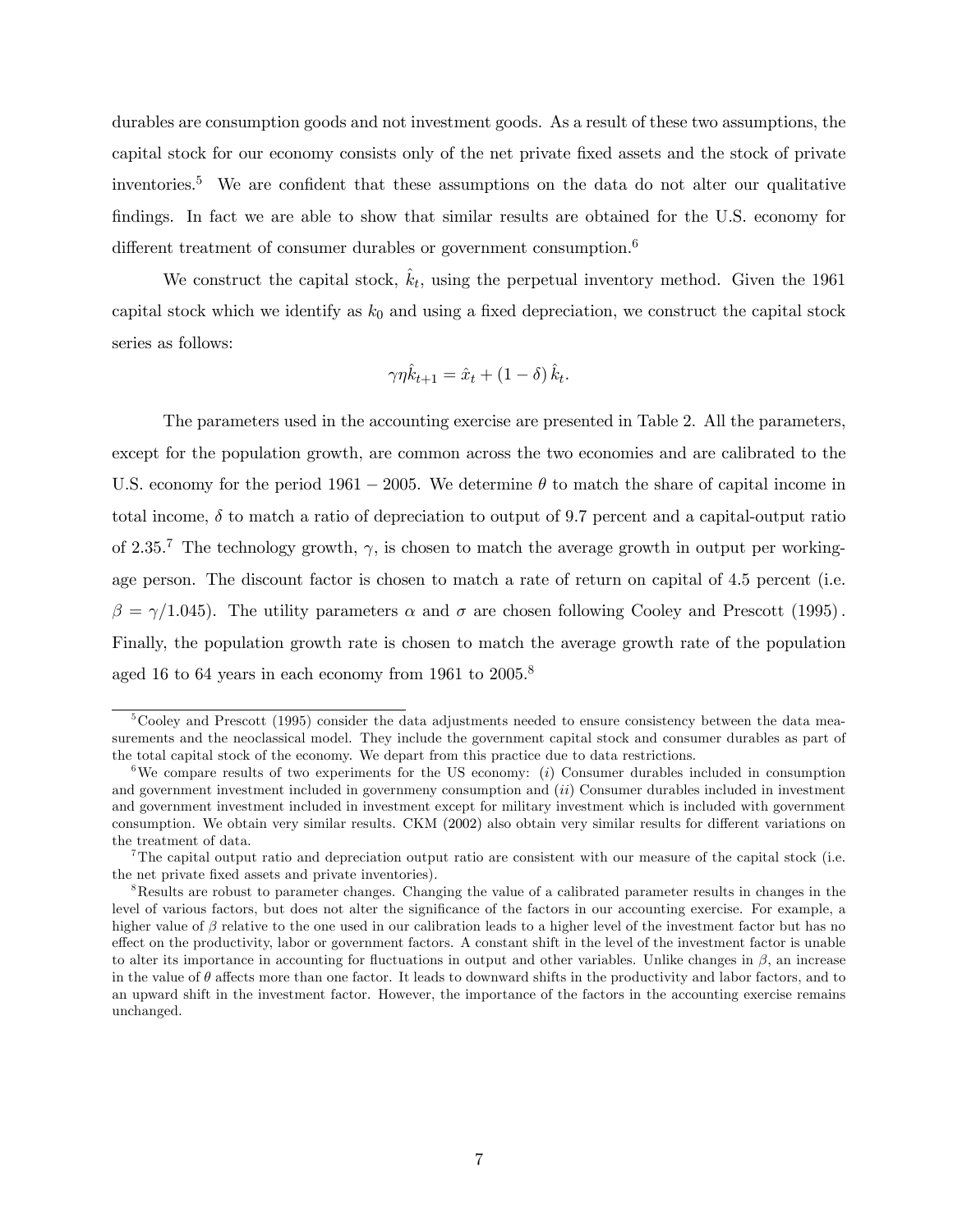durables are consumption goods and not investment goods. As a result of these two assumptions, the capital stock for our economy consists only of the net private fixed assets and the stock of private inventories.[5] We are confident that these assumptions on the data do not alter our qualitative findings. In fact we are able to show that similar results are obtained for the U.S. economy for different treatment of consumer durables or government consumption.[6]

We construct the capital stock, $\hat{k}_t$, using the perpetual inventory method. Given the 1961 capital stock which we identify as $k_0$ and using a fixed depreciation, we construct the capital stock series as follows:

$$\gamma\eta\hat{k}_{t+1} = \hat{x}_t + (1-\delta)\,\hat{k}_t.$$

The parameters used in the accounting exercise are presented in Table 2. All the parameters, except for the population growth, are common across the two economies and are calibrated to the U.S. economy for the period $1961-2005$. We determine $\theta$ to match the share of capital income in total income, $\delta$ to match a ratio of depreciation to output of 9.7 percent and a capital-output ratio of 2.35.[7] The technology growth, $\gamma$, is chosen to match the average growth in output per working-age person. The discount factor is chosen to match a rate of return on capital of 4.5 percent (i.e. $\beta = \gamma/1.045$). The utility parameters $\alpha$ and $\sigma$ are chosen following Cooley and Prescott (1995). Finally, the population growth rate is chosen to match the average growth rate of the population aged 16 to 64 years in each economy from 1961 to 2005.[8]

---

[5] Cooley and Prescott (1995) consider the data adjustments needed to ensure consistency between the data measurements and the neoclassical model. They include the government capital stock and consumer durables as part of the total capital stock of the economy. We depart from this practice due to data restrictions.

[6] We compare results of two experiments for the US economy: (*i*) Consumer durables included in consumption and government investment included in governmeny consumption and (*ii*) Consumer durables included in investment and government investment included in investment except for military investment which is included with government consumption. We obtain very similar results. CKM (2002) also obtain very similar results for different variations on the treatment of data.

[7] The capital output ratio and depreciation output ratio are consistent with our measure of the capital stock (i.e. the net private fixed assets and private inventories).

[8] Results are robust to parameter changes. Changing the value of a calibrated parameter results in changes in the level of various factors, but does not alter the significance of the factors in our accounting exercise. For example, a higher value of $\beta$ relative to the one used in our calibration leads to a higher level of the investment factor but has no effect on the productivity, labor or government factors. A constant shift in the level of the investment factor is unable to alter its importance in accounting for fluctuations in output and other variables. Unlike changes in $\beta$, an increase in the value of $\theta$ affects more than one factor. It leads to downward shifts in the productivity and labor factors, and to an upward shift in the investment factor. However, the importance of the factors in the accounting exercise remains unchanged.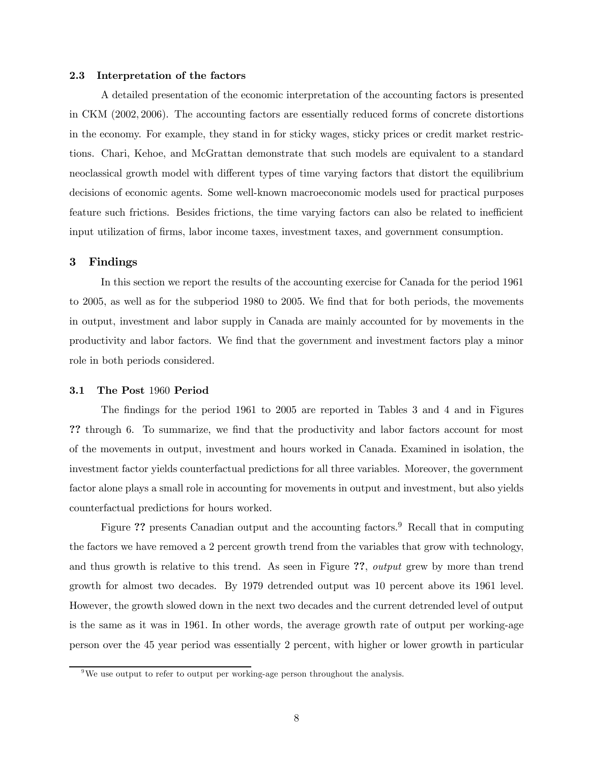### 2.3 Interpretation of the factors

A detailed presentation of the economic interpretation of the accounting factors is presented in CKM (2002, 2006). The accounting factors are essentially reduced forms of concrete distortions in the economy. For example, they stand in for sticky wages, sticky prices or credit market restrictions. Chari, Kehoe, and McGrattan demonstrate that such models are equivalent to a standard neoclassical growth model with different types of time varying factors that distort the equilibrium decisions of economic agents. Some well-known macroeconomic models used for practical purposes feature such frictions. Besides frictions, the time varying factors can also be related to inefficient input utilization of firms, labor income taxes, investment taxes, and government consumption.

## 3 Findings

In this section we report the results of the accounting exercise for Canada for the period 1961 to 2005, as well as for the subperiod 1980 to 2005. We find that for both periods, the movements in output, investment and labor supply in Canada are mainly accounted for by movements in the productivity and labor factors. We find that the government and investment factors play a minor role in both periods considered.

### 3.1 The Post 1960 Period

The findings for the period 1961 to 2005 are reported in Tables 3 and 4 and in Figures **??** through 6. To summarize, we find that the productivity and labor factors account for most of the movements in output, investment and hours worked in Canada. Examined in isolation, the investment factor yields counterfactual predictions for all three variables. Moreover, the government factor alone plays a small role in accounting for movements in output and investment, but also yields counterfactual predictions for hours worked.

Figure **??** presents Canadian output and the accounting factors.[9] Recall that in computing the factors we have removed a 2 percent growth trend from the variables that grow with technology, and thus growth is relative to this trend. As seen in Figure **??**, *output* grew by more than trend growth for almost two decades. By 1979 detrended output was 10 percent above its 1961 level. However, the growth slowed down in the next two decades and the current detrended level of output is the same as it was in 1961. In other words, the average growth rate of output per working-age person over the 45 year period was essentially 2 percent, with higher or lower growth in particular

[9] We use output to refer to output per working-age person throughout the analysis.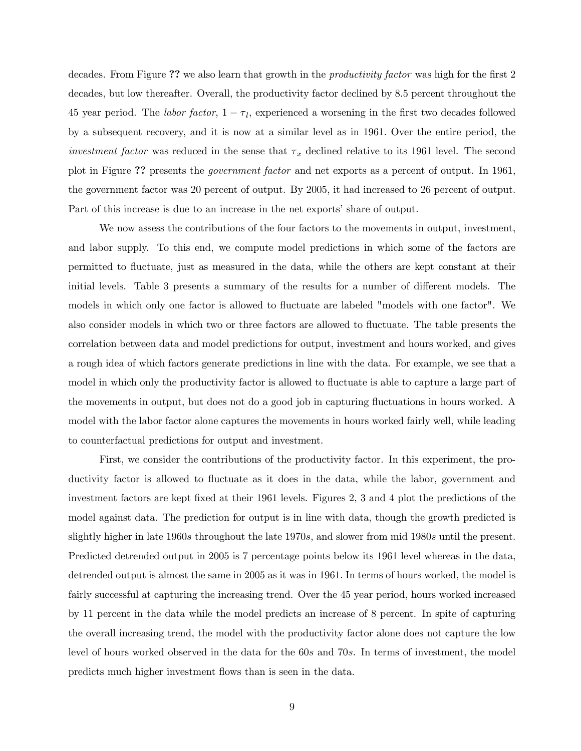decades. From Figure ?? we also learn that growth in the *productivity factor* was high for the first 2 decades, but low thereafter. Overall, the productivity factor declined by 8.5 percent throughout the 45 year period. The *labor factor*, $1 - \tau_l$, experienced a worsening in the first two decades followed by a subsequent recovery, and it is now at a similar level as in 1961. Over the entire period, the *investment factor* was reduced in the sense that $\tau_x$ declined relative to its 1961 level. The second plot in Figure ?? presents the *government factor* and net exports as a percent of output. In 1961, the government factor was 20 percent of output. By 2005, it had increased to 26 percent of output. Part of this increase is due to an increase in the net exports' share of output.

We now assess the contributions of the four factors to the movements in output, investment, and labor supply. To this end, we compute model predictions in which some of the factors are permitted to fluctuate, just as measured in the data, while the others are kept constant at their initial levels. Table 3 presents a summary of the results for a number of different models. The models in which only one factor is allowed to fluctuate are labeled "models with one factor". We also consider models in which two or three factors are allowed to fluctuate. The table presents the correlation between data and model predictions for output, investment and hours worked, and gives a rough idea of which factors generate predictions in line with the data. For example, we see that a model in which only the productivity factor is allowed to fluctuate is able to capture a large part of the movements in output, but does not do a good job in capturing fluctuations in hours worked. A model with the labor factor alone captures the movements in hours worked fairly well, while leading to counterfactual predictions for output and investment.

First, we consider the contributions of the productivity factor. In this experiment, the productivity factor is allowed to fluctuate as it does in the data, while the labor, government and investment factors are kept fixed at their 1961 levels. Figures 2, 3 and 4 plot the predictions of the model against data. The prediction for output is in line with data, though the growth predicted is slightly higher in late 1960*s* throughout the late 1970*s*, and slower from mid 1980*s* until the present. Predicted detrended output in 2005 is 7 percentage points below its 1961 level whereas in the data, detrended output is almost the same in 2005 as it was in 1961. In terms of hours worked, the model is fairly successful at capturing the increasing trend. Over the 45 year period, hours worked increased by 11 percent in the data while the model predicts an increase of 8 percent. In spite of capturing the overall increasing trend, the model with the productivity factor alone does not capture the low level of hours worked observed in the data for the 60*s* and 70*s*. In terms of investment, the model predicts much higher investment flows than is seen in the data.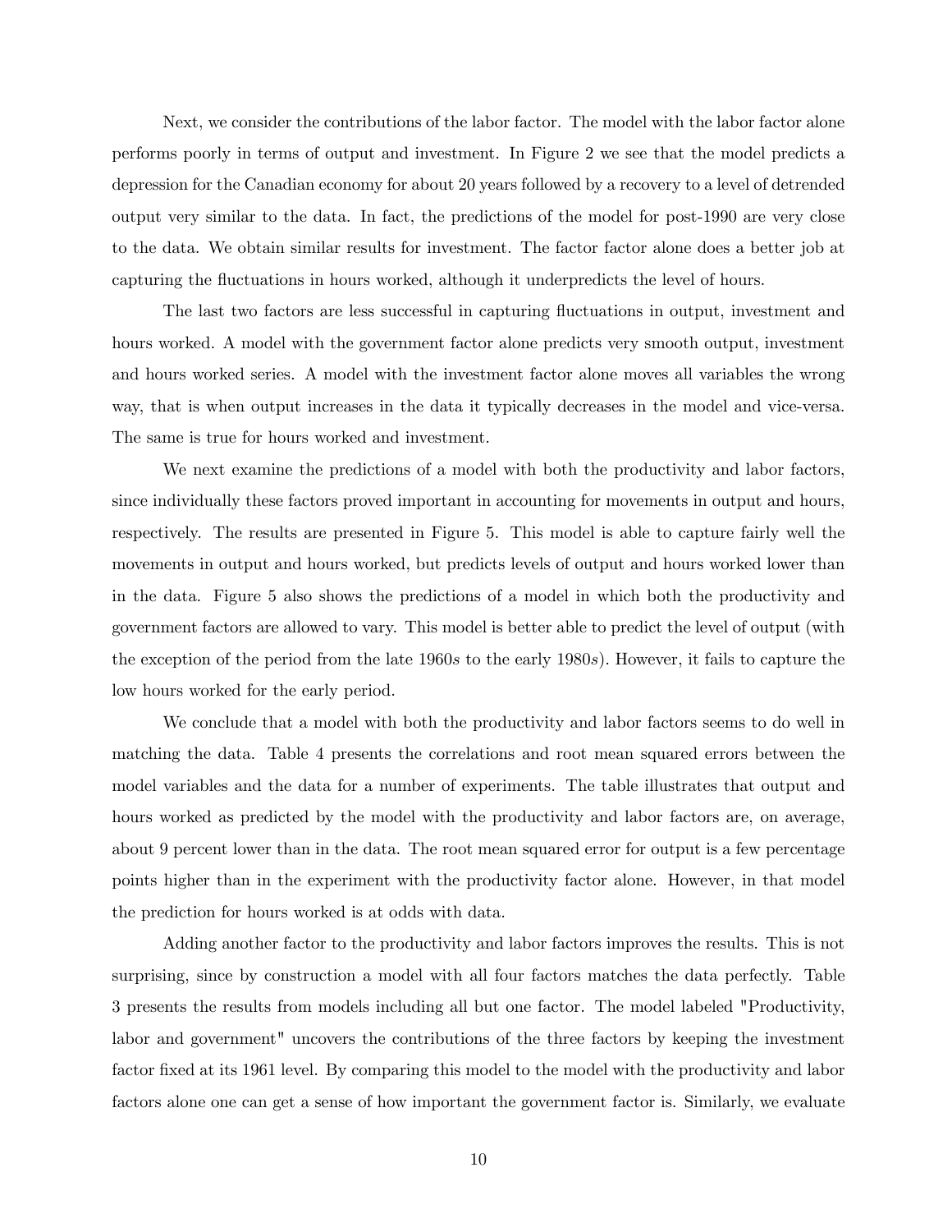Next, we consider the contributions of the labor factor. The model with the labor factor alone performs poorly in terms of output and investment. In Figure 2 we see that the model predicts a depression for the Canadian economy for about 20 years followed by a recovery to a level of detrended output very similar to the data. In fact, the predictions of the model for post-1990 are very close to the data. We obtain similar results for investment. The factor factor alone does a better job at capturing the fluctuations in hours worked, although it underpredicts the level of hours.

The last two factors are less successful in capturing fluctuations in output, investment and hours worked. A model with the government factor alone predicts very smooth output, investment and hours worked series. A model with the investment factor alone moves all variables the wrong way, that is when output increases in the data it typically decreases in the model and vice-versa. The same is true for hours worked and investment.

We next examine the predictions of a model with both the productivity and labor factors, since individually these factors proved important in accounting for movements in output and hours, respectively. The results are presented in Figure 5. This model is able to capture fairly well the movements in output and hours worked, but predicts levels of output and hours worked lower than in the data. Figure 5 also shows the predictions of a model in which both the productivity and government factors are allowed to vary. This model is better able to predict the level of output (with the exception of the period from the late 1960*s* to the early 1980*s*). However, it fails to capture the low hours worked for the early period.

We conclude that a model with both the productivity and labor factors seems to do well in matching the data. Table 4 presents the correlations and root mean squared errors between the model variables and the data for a number of experiments. The table illustrates that output and hours worked as predicted by the model with the productivity and labor factors are, on average, about 9 percent lower than in the data. The root mean squared error for output is a few percentage points higher than in the experiment with the productivity factor alone. However, in that model the prediction for hours worked is at odds with data.

Adding another factor to the productivity and labor factors improves the results. This is not surprising, since by construction a model with all four factors matches the data perfectly. Table 3 presents the results from models including all but one factor. The model labeled "Productivity, labor and government" uncovers the contributions of the three factors by keeping the investment factor fixed at its 1961 level. By comparing this model to the model with the productivity and labor factors alone one can get a sense of how important the government factor is. Similarly, we evaluate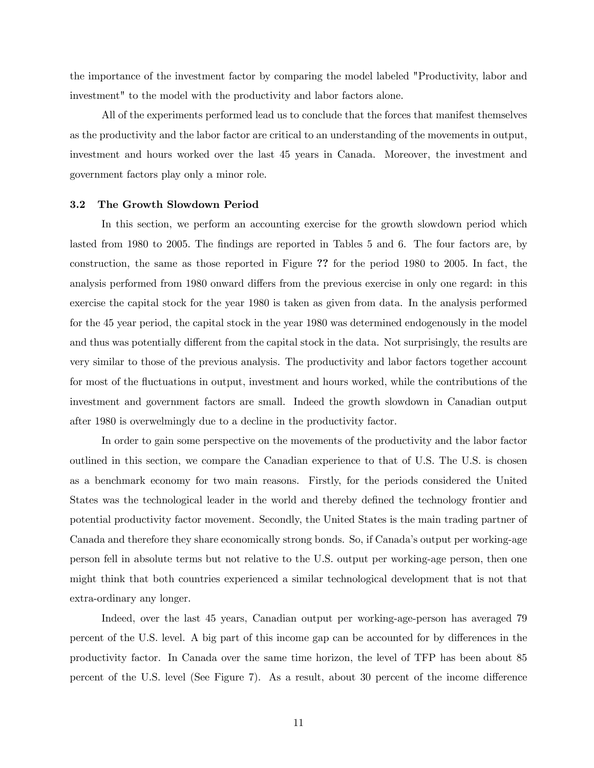the importance of the investment factor by comparing the model labeled "Productivity, labor and investment" to the model with the productivity and labor factors alone.

All of the experiments performed lead us to conclude that the forces that manifest themselves as the productivity and the labor factor are critical to an understanding of the movements in output, investment and hours worked over the last 45 years in Canada. Moreover, the investment and government factors play only a minor role.

### 3.2 The Growth Slowdown Period

In this section, we perform an accounting exercise for the growth slowdown period which lasted from 1980 to 2005. The findings are reported in Tables 5 and 6. The four factors are, by construction, the same as those reported in Figure **??** for the period 1980 to 2005. In fact, the analysis performed from 1980 onward differs from the previous exercise in only one regard: in this exercise the capital stock for the year 1980 is taken as given from data. In the analysis performed for the 45 year period, the capital stock in the year 1980 was determined endogenously in the model and thus was potentially different from the capital stock in the data. Not surprisingly, the results are very similar to those of the previous analysis. The productivity and labor factors together account for most of the fluctuations in output, investment and hours worked, while the contributions of the investment and government factors are small. Indeed the growth slowdown in Canadian output after 1980 is overwhelmingly due to a decline in the productivity factor.

In order to gain some perspective on the movements of the productivity and the labor factor outlined in this section, we compare the Canadian experience to that of U.S. The U.S. is chosen as a benchmark economy for two main reasons. Firstly, for the periods considered the United States was the technological leader in the world and thereby defined the technology frontier and potential productivity factor movement. Secondly, the United States is the main trading partner of Canada and therefore they share economically strong bonds. So, if Canada's output per working-age person fell in absolute terms but not relative to the U.S. output per working-age person, then one might think that both countries experienced a similar technological development that is not that extra-ordinary any longer.

Indeed, over the last 45 years, Canadian output per working-age-person has averaged 79 percent of the U.S. level. A big part of this income gap can be accounted for by differences in the productivity factor. In Canada over the same time horizon, the level of TFP has been about 85 percent of the U.S. level (See Figure 7). As a result, about 30 percent of the income difference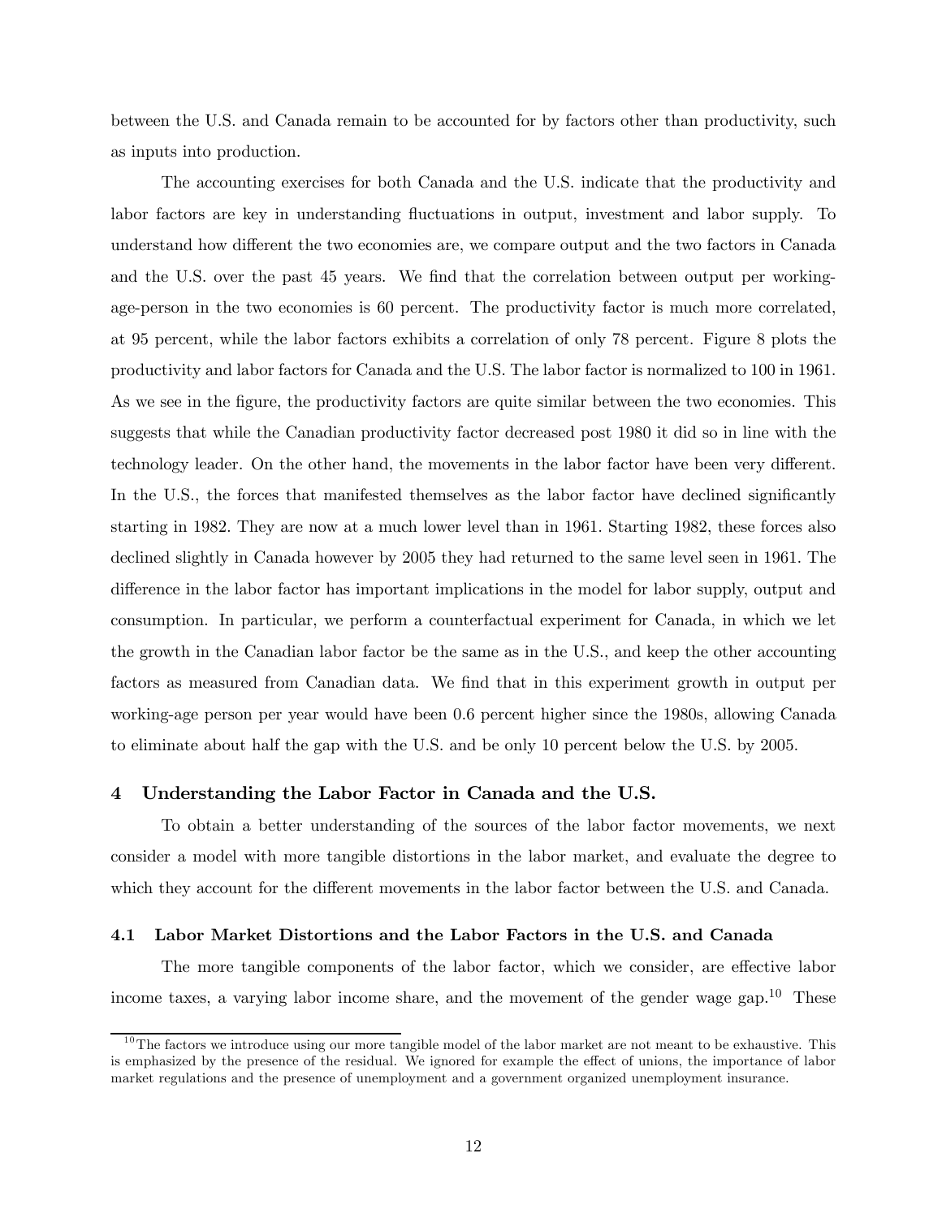between the U.S. and Canada remain to be accounted for by factors other than productivity, such as inputs into production.

The accounting exercises for both Canada and the U.S. indicate that the productivity and labor factors are key in understanding fluctuations in output, investment and labor supply. To understand how different the two economies are, we compare output and the two factors in Canada and the U.S. over the past 45 years. We find that the correlation between output per working-age-person in the two economies is 60 percent. The productivity factor is much more correlated, at 95 percent, while the labor factors exhibits a correlation of only 78 percent. Figure 8 plots the productivity and labor factors for Canada and the U.S. The labor factor is normalized to 100 in 1961. As we see in the figure, the productivity factors are quite similar between the two economies. This suggests that while the Canadian productivity factor decreased post 1980 it did so in line with the technology leader. On the other hand, the movements in the labor factor have been very different. In the U.S., the forces that manifested themselves as the labor factor have declined significantly starting in 1982. They are now at a much lower level than in 1961. Starting 1982, these forces also declined slightly in Canada however by 2005 they had returned to the same level seen in 1961. The difference in the labor factor has important implications in the model for labor supply, output and consumption. In particular, we perform a counterfactual experiment for Canada, in which we let the growth in the Canadian labor factor be the same as in the U.S., and keep the other accounting factors as measured from Canadian data. We find that in this experiment growth in output per working-age person per year would have been 0.6 percent higher since the 1980s, allowing Canada to eliminate about half the gap with the U.S. and be only 10 percent below the U.S. by 2005.

## 4 Understanding the Labor Factor in Canada and the U.S.

To obtain a better understanding of the sources of the labor factor movements, we next consider a model with more tangible distortions in the labor market, and evaluate the degree to which they account for the different movements in the labor factor between the U.S. and Canada.

### 4.1 Labor Market Distortions and the Labor Factors in the U.S. and Canada

The more tangible components of the labor factor, which we consider, are effective labor income taxes, a varying labor income share, and the movement of the gender wage gap.[10] These

[10] The factors we introduce using our more tangible model of the labor market are not meant to be exhaustive. This is emphasized by the presence of the residual. We ignored for example the effect of unions, the importance of labor market regulations and the presence of unemployment and a government organized unemployment insurance.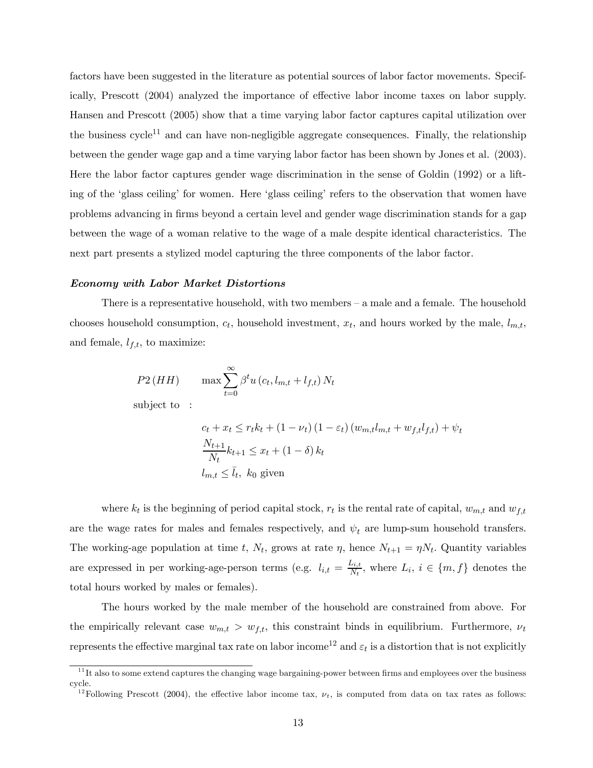factors have been suggested in the literature as potential sources of labor factor movements. Specifically, Prescott (2004) analyzed the importance of effective labor income taxes on labor supply. Hansen and Prescott (2005) show that a time varying labor factor captures capital utilization over the business cycle[11] and can have non-negligible aggregate consequences. Finally, the relationship between the gender wage gap and a time varying labor factor has been shown by Jones et al. (2003). Here the labor factor captures gender wage discrimination in the sense of Goldin (1992) or a lifting of the 'glass ceiling' for women. Here 'glass ceiling' refers to the observation that women have problems advancing in firms beyond a certain level and gender wage discrimination stands for a gap between the wage of a woman relative to the wage of a male despite identical characteristics. The next part presents a stylized model capturing the three components of the labor factor.

***Economy with Labor Market Distortions***

There is a representative household, with two members – a male and a female. The household chooses household consumption, $c_t$, household investment, $x_t$, and hours worked by the male, $l_{m,t}$, and female, $l_{f,t}$, to maximize:

$$P2\,(HH) \qquad \max \sum_{t=0}^{\infty} \beta^t u\left(c_t, l_{m,t} + l_{f,t}\right) N_t$$

subject to :

$$c_t + x_t \leq r_t k_t + (1 - \nu_t)(1 - \varepsilon_t)(w_{m,t} l_{m,t} + w_{f,t} l_{f,t}) + \psi_t$$

$$\frac{N_{t+1}}{N_t} k_{t+1} \leq x_t + (1 - \delta) k_t$$

$$l_{m,t} \leq \bar{l}_t, \ k_0 \text{ given}$$

where $k_t$ is the beginning of period capital stock, $r_t$ is the rental rate of capital, $w_{m,t}$ and $w_{f,t}$ are the wage rates for males and females respectively, and $\psi_t$ are lump-sum household transfers. The working-age population at time $t$, $N_t$, grows at rate $\eta$, hence $N_{t+1} = \eta N_t$. Quantity variables are expressed in per working-age-person terms (e.g. $l_{i,t} = \frac{L_{i,t}}{N_t}$, where $L_i$, $i \in \{m, f\}$ denotes the total hours worked by males or females).

The hours worked by the male member of the household are constrained from above. For the empirically relevant case $w_{m,t} > w_{f,t}$, this constraint binds in equilibrium. Furthermore, $\nu_t$ represents the effective marginal tax rate on labor income[12] and $\varepsilon_t$ is a distortion that is not explicitly

[11] It also to some extend captures the changing wage bargaining-power between firms and employees over the business cycle.

[12] Following Prescott (2004), the effective labor income tax, $\nu_t$, is computed from data on tax rates as follows: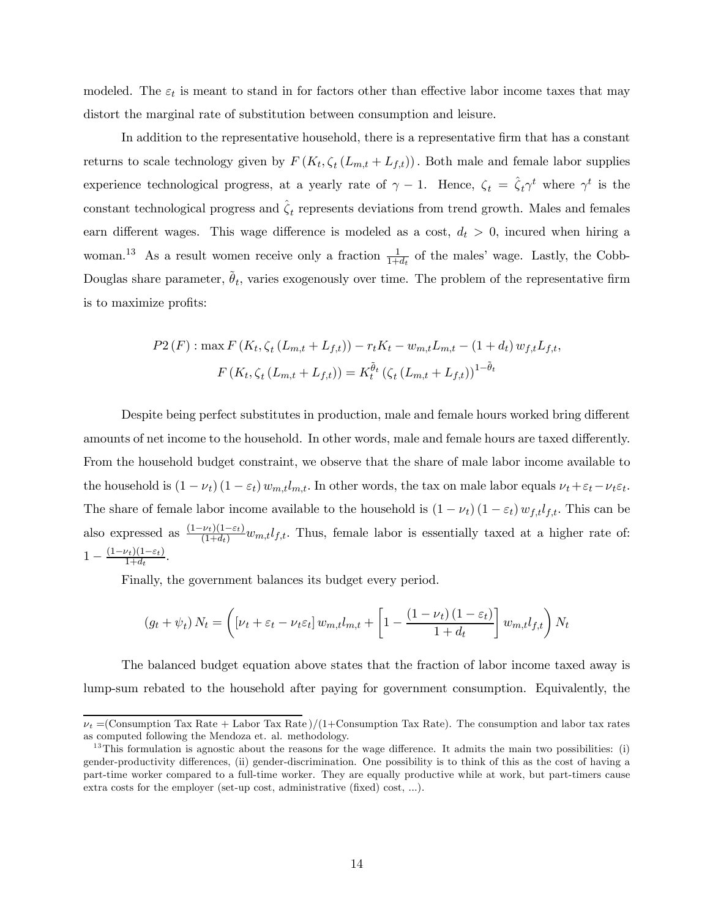modeled. The $\varepsilon_t$ is meant to stand in for factors other than effective labor income taxes that may distort the marginal rate of substitution between consumption and leisure.

In addition to the representative household, there is a representative firm that has a constant returns to scale technology given by $F(K_t, \zeta_t (L_{m,t} + L_{f,t}))$. Both male and female labor supplies experience technological progress, at a yearly rate of $\gamma - 1$. Hence, $\zeta_t = \hat{\zeta}_t \gamma^t$ where $\gamma^t$ is the constant technological progress and $\hat{\zeta}_t$ represents deviations from trend growth. Males and females earn different wages. This wage difference is modeled as a cost, $d_t > 0$, incured when hiring a woman.[13] As a result women receive only a fraction $\frac{1}{1+d_t}$ of the males' wage. Lastly, the Cobb-Douglas share parameter, $\tilde{\theta}_t$, varies exogenously over time. The problem of the representative firm is to maximize profits:

$$P2(F) : \max F(K_t, \zeta_t (L_{m,t} + L_{f,t})) - r_t K_t - w_{m,t} L_{m,t} - (1 + d_t) w_{f,t} L_{f,t},$$
$$F(K_t, \zeta_t (L_{m,t} + L_{f,t})) = K_t^{\tilde{\theta}_t} (\zeta_t (L_{m,t} + L_{f,t}))^{1-\tilde{\theta}_t}$$

Despite being perfect substitutes in production, male and female hours worked bring different amounts of net income to the household. In other words, male and female hours are taxed differently. From the household budget constraint, we observe that the share of male labor income available to the household is $(1 - \nu_t)(1 - \varepsilon_t) w_{m,t} l_{m,t}$. In other words, the tax on male labor equals $\nu_t + \varepsilon_t - \nu_t \varepsilon_t$. The share of female labor income available to the household is $(1 - \nu_t)(1 - \varepsilon_t) w_{f,t} l_{f,t}$. This can be also expressed as $\frac{(1-\nu_t)(1-\varepsilon_t)}{(1+d_t)} w_{m,t} l_{f,t}$. Thus, female labor is essentially taxed at a higher rate of: $1 - \frac{(1-\nu_t)(1-\varepsilon_t)}{1+d_t}$.

Finally, the government balances its budget every period.

$$(g_t + \psi_t) N_t = \left( [\nu_t + \varepsilon_t - \nu_t \varepsilon_t] w_{m,t} l_{m,t} + \left[ 1 - \frac{(1 - \nu_t)(1 - \varepsilon_t)}{1 + d_t} \right] w_{m,t} l_{f,t} \right) N_t$$

The balanced budget equation above states that the fraction of labor income taxed away is lump-sum rebated to the household after paying for government consumption. Equivalently, the

---

$\nu_t$ =(Consumption Tax Rate + Labor Tax Rate )/(1+Consumption Tax Rate). The consumption and labor tax rates as computed following the Mendoza et. al. methodology.

[13] This formulation is agnostic about the reasons for the wage difference. It admits the main two possibilities: (i) gender-productivity differences, (ii) gender-discrimination. One possibility is to think of this as the cost of having a part-time worker compared to a full-time worker. They are equally productive while at work, but part-timers cause extra costs for the employer (set-up cost, administrative (fixed) cost, ...).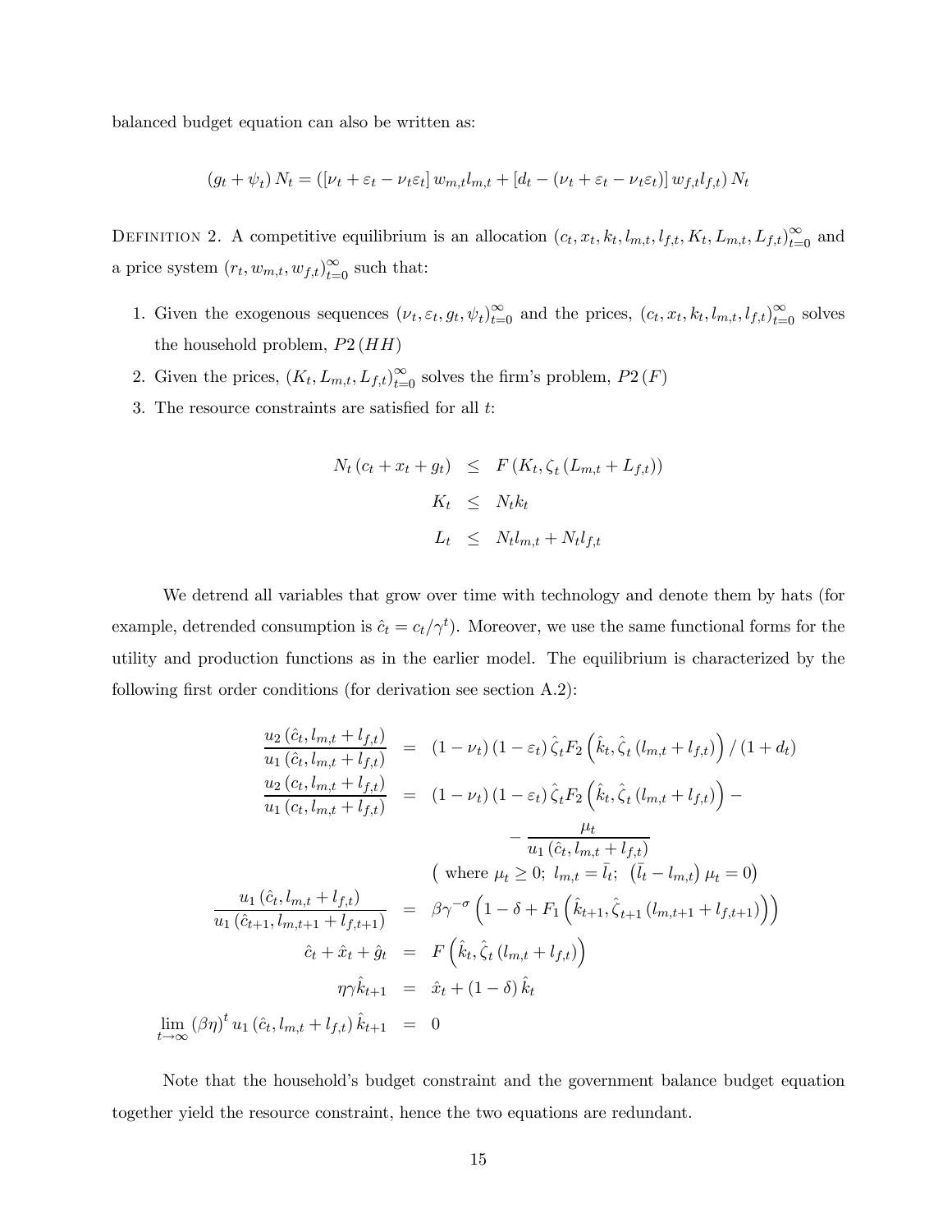balanced budget equation can also be written as:

$$(g_t + \psi_t) N_t = ([\nu_t + \varepsilon_t - \nu_t \varepsilon] w_{m,t} l_{m,t} + [d_t - (\nu_t + \varepsilon_t - \nu_t \varepsilon_t)] w_{f,t} l_{f,t}) N_t$$

Definition 2. A competitive equilibrium is an allocation $(c_t, x_t, k_t, l_{m,t}, l_{f,t}, K_t, L_{m,t}, L_{f,t})_{t=0}^{\infty}$ and a price system $(r_t, w_{m,t}, w_{f,t})_{t=0}^{\infty}$ such that:

1. Given the exogenous sequences $(\nu_t, \varepsilon_t, g_t, \psi_t)_{t=0}^{\infty}$ and the prices, $(c_t, x_t, k_t, l_{m,t}, l_{f,t})_{t=0}^{\infty}$ solves the household problem, $P2(HH)$
2. Given the prices, $(K_t, L_{m,t}, L_{f,t})_{t=0}^{\infty}$ solves the firm's problem, $P2(F)$
3. The resource constraints are satisfied for all $t$:

$$\begin{aligned}
N_t (c_t + x_t + g_t) &\leq F(K_t, \zeta_t (L_{m,t} + L_{f,t})) \\
K_t &\leq N_t k_t \\
L_t &\leq N_t l_{m,t} + N_t l_{f,t}
\end{aligned}$$

We detrend all variables that grow over time with technology and denote them by hats (for example, detrended consumption is $\hat{c}_t = c_t/\gamma^t$). Moreover, we use the same functional forms for the utility and production functions as in the earlier model. The equilibrium is characterized by the following first order conditions (for derivation see section A.2):

$$\begin{aligned}
\frac{u_2(\hat{c}_t, l_{m,t} + l_{f,t})}{u_1(\hat{c}_t, l_{m,t} + l_{f,t})} &= (1 - \nu_t)(1 - \varepsilon_t)\hat{\zeta}_t F_2\left(\hat{k}_t, \hat{\zeta}_t (l_{m,t} + l_{f,t})\right)/(1 + d_t) \\
\frac{u_2(c_t, l_{m,t} + l_{f,t})}{u_1(c_t, l_{m,t} + l_{f,t})} &= (1 - \nu_t)(1 - \varepsilon_t)\hat{\zeta}_t F_2\left(\hat{k}_t, \hat{\zeta}_t (l_{m,t} + l_{f,t})\right) - \\
&\quad - \frac{\mu_t}{u_1(\hat{c}_t, l_{m,t} + l_{f,t})} \\
&\quad \left(\text{ where } \mu_t \geq 0;\ l_{m,t} = \bar{l}_t;\ \left(\bar{l}_t - l_{m,t}\right)\mu_t = 0\right) \\
\frac{u_1(\hat{c}_t, l_{m,t} + l_{f,t})}{u_1(\hat{c}_{t+1}, l_{m,t+1} + l_{f,t+1})} &= \beta\gamma^{-\sigma}\left(1 - \delta + F_1\left(\hat{k}_{t+1}, \hat{\zeta}_{t+1}(l_{m,t+1} + l_{f,t+1})\right)\right) \\
\hat{c}_t + \hat{x}_t + \hat{g}_t &= F\left(\hat{k}_t, \hat{\zeta}_t (l_{m,t} + l_{f,t})\right) \\
\eta\gamma\hat{k}_{t+1} &= \hat{x}_t + (1 - \delta)\hat{k}_t \\
\lim_{t\to\infty} (\beta\eta)^t u_1(\hat{c}_t, l_{m,t} + l_{f,t})\hat{k}_{t+1} &= 0
\end{aligned}$$

Note that the household's budget constraint and the government balance budget equation together yield the resource constraint, hence the two equations are redundant.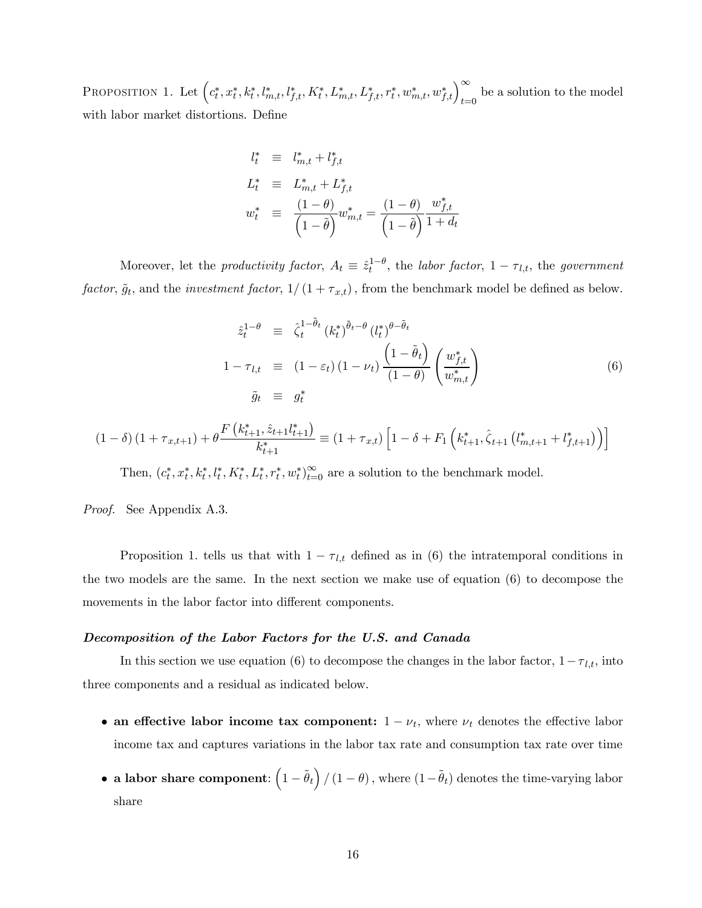Proposition 1. Let $\left(c_t^*, x_t^*, k_t^*, l_{m,t}^*, l_{f,t}^*, K_t^*, L_{m,t}^*, L_{f,t}^*, r_t^*, w_{m,t}^*, w_{f,t}^*\right)_{t=0}^{\infty}$ be a solution to the model with labor market distortions. Define

$$
\begin{aligned}
l_t^* &\equiv l_{m,t}^* + l_{f,t}^* \\
L_t^* &\equiv L_{m,t}^* + L_{f,t}^* \\
w_t^* &\equiv \frac{(1-\theta)}{\left(1-\tilde{\theta}\right)} w_{m,t}^* = \frac{(1-\theta)}{\left(1-\tilde{\theta}\right)} \frac{w_{f,t}^*}{1+d_t}
\end{aligned}
$$

Moreover, let the *productivity factor*, $A_t \equiv \hat{z}_t^{1-\theta}$, the *labor factor*, $1-\tau_{l,t}$, the *government factor*, $\tilde{g}_t$, and the *investment factor*, $1/\left(1+\tau_{x,t}\right)$, from the benchmark model be defined as below.

$$
\begin{aligned}
\hat{z}_t^{1-\theta} &\equiv \hat{\zeta}_t^{1-\tilde{\theta}_t} \left(k_t^*\right)^{\tilde{\theta}_t - \theta} \left(l_t^*\right)^{\theta - \tilde{\theta}_t} \\
1-\tau_{l,t} &\equiv \left(1-\varepsilon_t\right)\left(1-\nu_t\right) \frac{\left(1-\tilde{\theta}_t\right)}{(1-\theta)} \left(\frac{w_{f,t}^*}{w_{m,t}^*}\right) \qquad (6) \\
\tilde{g}_t &\equiv g_t^*
\end{aligned}
$$

$$
(1-\delta)\left(1+\tau_{x,t+1}\right) + \theta \frac{F\left(k_{t+1}^*, \hat{z}_{t+1} l_{t+1}^*\right)}{k_{t+1}^*} \equiv \left(1+\tau_{x,t}\right)\left[1-\delta + F_1\left(k_{t+1}^*, \hat{\zeta}_{t+1}\left(l_{m,t+1}^* + l_{f,t+1}^*\right)\right)\right]
$$

Then, $\left(c_t^*, x_t^*, k_t^*, l_t^*, K_t^*, L_t^*, r_t^*, w_t^*\right)_{t=0}^{\infty}$ are a solution to the benchmark model.

*Proof.* See Appendix A.3.

Proposition 1. tells us that with $1-\tau_{l,t}$ defined as in (6) the intratemporal conditions in the two models are the same. In the next section we make use of equation (6) to decompose the movements in the labor factor into different components.

***Decomposition of the Labor Factors for the U.S. and Canada***

In this section we use equation (6) to decompose the changes in the labor factor, $1-\tau_{l,t}$, into three components and a residual as indicated below.

- **an effective labor income tax component:** $1-\nu_t$, where $\nu_t$ denotes the effective labor income tax and captures variations in the labor tax rate and consumption tax rate over time
- **a labor share component**: $\left(1-\tilde{\theta}_t\right)/(1-\theta)$, where $(1-\tilde{\theta}_t)$ denotes the time-varying labor share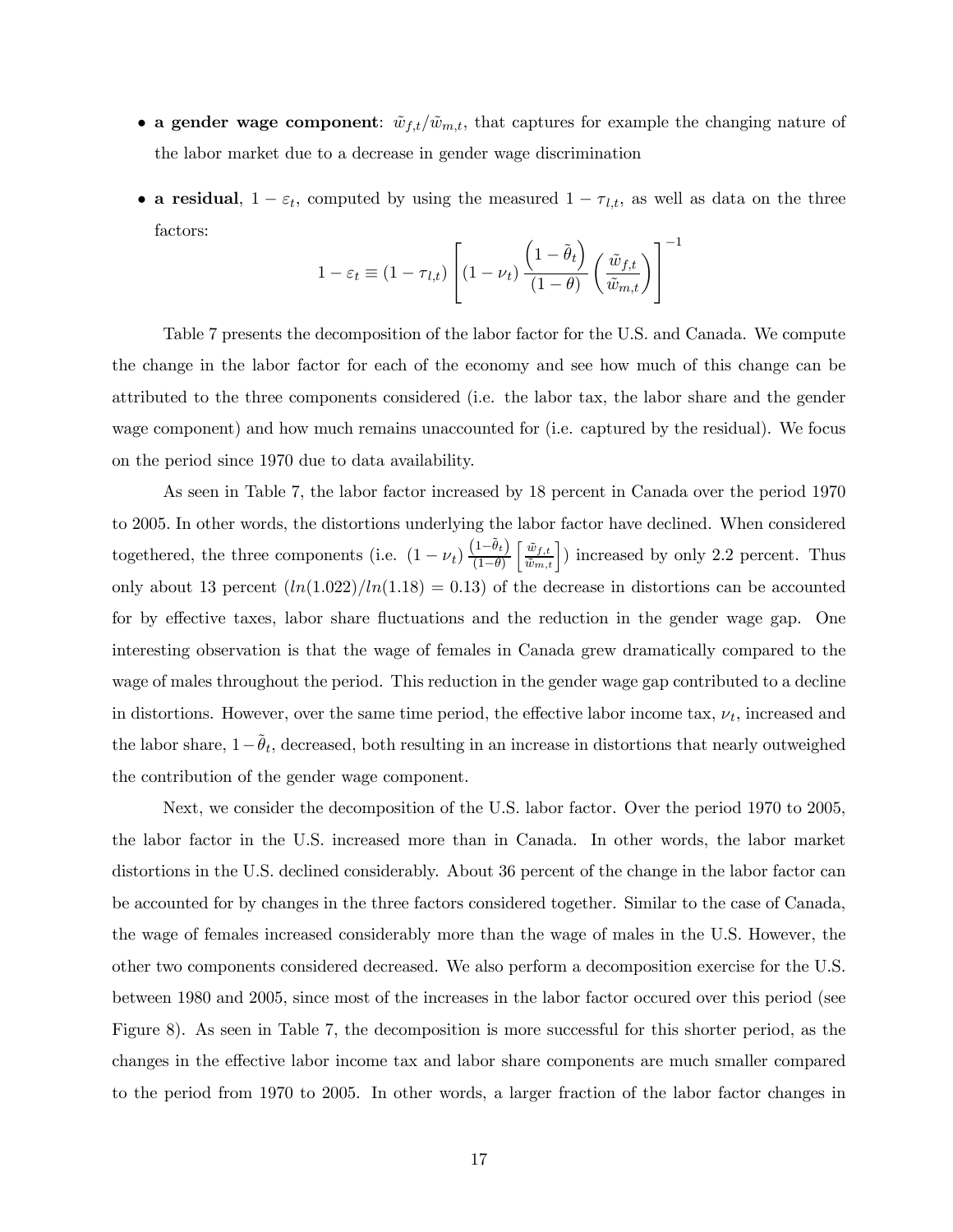- **a gender wage component**: $\tilde{w}_{f,t}/\tilde{w}_{m,t}$, that captures for example the changing nature of the labor market due to a decrease in gender wage discrimination

- **a residual**, $1-\varepsilon_t$, computed by using the measured $1-\tau_{l,t}$, as well as data on the three factors:

$$1-\varepsilon_t \equiv (1-\tau_{l,t})\left[(1-\nu_t)\frac{\left(1-\tilde{\theta}_t\right)}{(1-\theta)}\left(\frac{\tilde{w}_{f,t}}{\tilde{w}_{m,t}}\right)\right]^{-1}$$

Table 7 presents the decomposition of the labor factor for the U.S. and Canada. We compute the change in the labor factor for each of the economy and see how much of this change can be attributed to the three components considered (i.e. the labor tax, the labor share and the gender wage component) and how much remains unaccounted for (i.e. captured by the residual). We focus on the period since 1970 due to data availability.

As seen in Table 7, the labor factor increased by 18 percent in Canada over the period 1970 to 2005. In other words, the distortions underlying the labor factor have declined. When considered togethered, the three components (i.e. $(1-\nu_t)\frac{(1-\tilde{\theta}_t)}{(1-\theta)}\left[\frac{\tilde{w}_{f,t}}{\tilde{w}_{m,t}}\right]$) increased by only 2.2 percent. Thus only about 13 percent ($ln(1.022)/ln(1.18) = 0.13$) of the decrease in distortions can be accounted for by effective taxes, labor share fluctuations and the reduction in the gender wage gap. One interesting observation is that the wage of females in Canada grew dramatically compared to the wage of males throughout the period. This reduction in the gender wage gap contributed to a decline in distortions. However, over the same time period, the effective labor income tax, $\nu_t$, increased and the labor share, $1-\tilde{\theta}_t$, decreased, both resulting in an increase in distortions that nearly outweighed the contribution of the gender wage component.

Next, we consider the decomposition of the U.S. labor factor. Over the period 1970 to 2005, the labor factor in the U.S. increased more than in Canada. In other words, the labor market distortions in the U.S. declined considerably. About 36 percent of the change in the labor factor can be accounted for by changes in the three factors considered together. Similar to the case of Canada, the wage of females increased considerably more than the wage of males in the U.S. However, the other two components considered decreased. We also perform a decomposition exercise for the U.S. between 1980 and 2005, since most of the increases in the labor factor occured over this period (see Figure 8). As seen in Table 7, the decomposition is more successful for this shorter period, as the changes in the effective labor income tax and labor share components are much smaller compared to the period from 1970 to 2005. In other words, a larger fraction of the labor factor changes in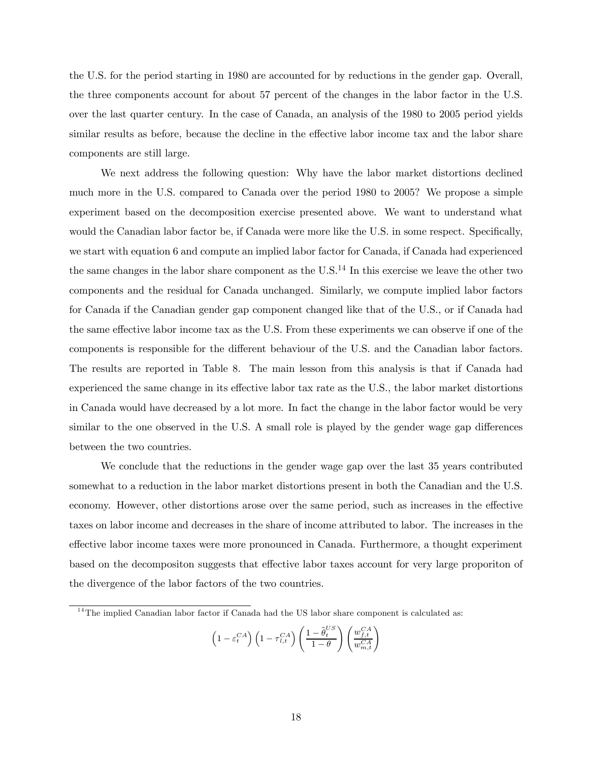the U.S. for the period starting in 1980 are accounted for by reductions in the gender gap. Overall, the three components account for about 57 percent of the changes in the labor factor in the U.S. over the last quarter century. In the case of Canada, an analysis of the 1980 to 2005 period yields similar results as before, because the decline in the effective labor income tax and the labor share components are still large.

We next address the following question: Why have the labor market distortions declined much more in the U.S. compared to Canada over the period 1980 to 2005? We propose a simple experiment based on the decomposition exercise presented above. We want to understand what would the Canadian labor factor be, if Canada were more like the U.S. in some respect. Specifically, we start with equation 6 and compute an implied labor factor for Canada, if Canada had experienced the same changes in the labor share component as the U.S.[14] In this exercise we leave the other two components and the residual for Canada unchanged. Similarly, we compute implied labor factors for Canada if the Canadian gender gap component changed like that of the U.S., or if Canada had the same effective labor income tax as the U.S. From these experiments we can observe if one of the components is responsible for the different behaviour of the U.S. and the Canadian labor factors. The results are reported in Table 8. The main lesson from this analysis is that if Canada had experienced the same change in its effective labor tax rate as the U.S., the labor market distortions in Canada would have decreased by a lot more. In fact the change in the labor factor would be very similar to the one observed in the U.S. A small role is played by the gender wage gap differences between the two countries.

We conclude that the reductions in the gender wage gap over the last 35 years contributed somewhat to a reduction in the labor market distortions present in both the Canadian and the U.S. economy. However, other distortions arose over the same period, such as increases in the effective taxes on labor income and decreases in the share of income attributed to labor. The increases in the effective labor income taxes were more pronounced in Canada. Furthermore, a thought experiment based on the decompositon suggests that effective labor taxes account for very large proporiton of the divergence of the labor factors of the two countries.

[14] The implied Canadian labor factor if Canada had the US labor share component is calculated as:

$$\left(1-\varepsilon_t^{CA}\right)\left(1-\tau_{l,t}^{CA}\right)\left(\frac{1-\tilde{\theta}_t^{US}}{1-\theta}\right)\left(\frac{w_{f,t}^{CA}}{w_{m,t}^{CA}}\right)$$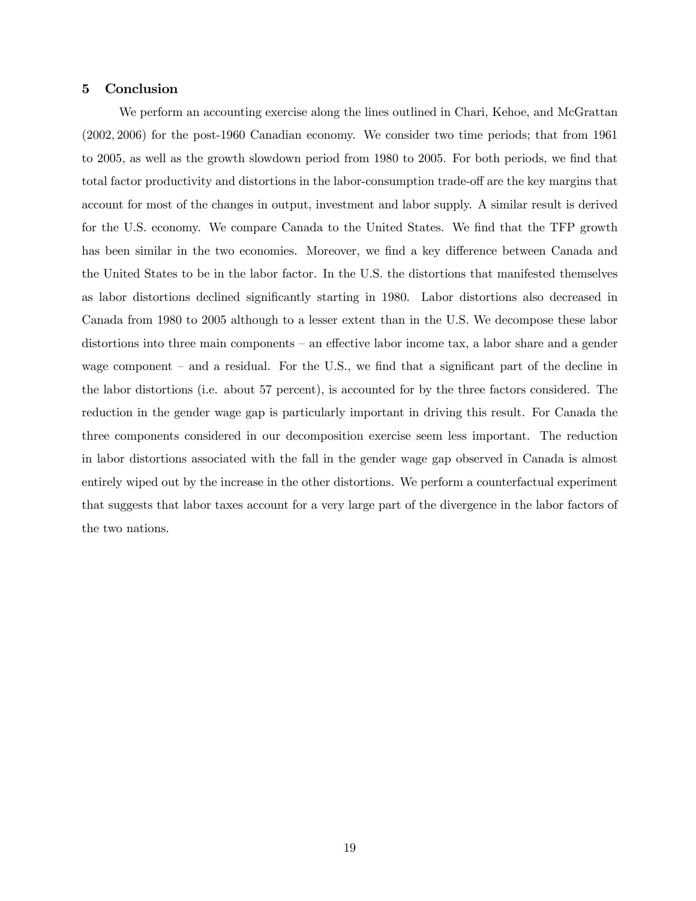## 5 Conclusion

We perform an accounting exercise along the lines outlined in Chari, Kehoe, and McGrattan (2002, 2006) for the post-1960 Canadian economy. We consider two time periods; that from 1961 to 2005, as well as the growth slowdown period from 1980 to 2005. For both periods, we find that total factor productivity and distortions in the labor-consumption trade-off are the key margins that account for most of the changes in output, investment and labor supply. A similar result is derived for the U.S. economy. We compare Canada to the United States. We find that the TFP growth has been similar in the two economies. Moreover, we find a key difference between Canada and the United States to be in the labor factor. In the U.S. the distortions that manifested themselves as labor distortions declined significantly starting in 1980. Labor distortions also decreased in Canada from 1980 to 2005 although to a lesser extent than in the U.S. We decompose these labor distortions into three main components – an effective labor income tax, a labor share and a gender wage component – and a residual. For the U.S., we find that a significant part of the decline in the labor distortions (i.e. about 57 percent), is accounted for by the three factors considered. The reduction in the gender wage gap is particularly important in driving this result. For Canada the three components considered in our decomposition exercise seem less important. The reduction in labor distortions associated with the fall in the gender wage gap observed in Canada is almost entirely wiped out by the increase in the other distortions. We perform a counterfactual experiment that suggests that labor taxes account for a very large part of the divergence in the labor factors of the two nations.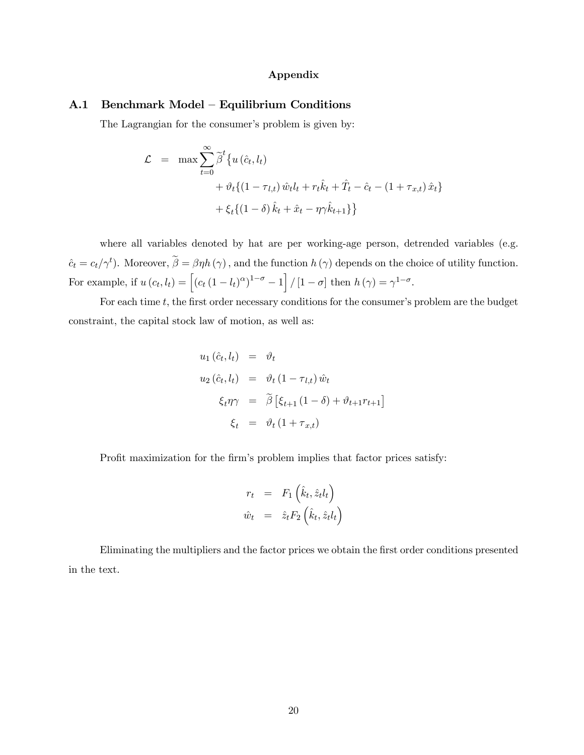# Appendix

## A.1 Benchmark Model – Equilibrium Conditions

The Lagrangian for the consumer's problem is given by:

$$
\begin{aligned}
\mathcal{L} &= \max \sum_{t=0}^{\infty} \widetilde{\beta}^{t} \{ u(\hat{c}_t, l_t) \\
&\quad + \vartheta_t \{ (1-\tau_{l,t}) \hat{w}_t l_t + r_t \hat{k}_t + \hat{T}_t - \hat{c}_t - (1+\tau_{x,t}) \hat{x}_t \} \\
&\quad + \xi_t \{ (1-\delta) \hat{k}_t + \hat{x}_t - \eta \gamma \hat{k}_{t+1} \} \}
\end{aligned}
$$

where all variables denoted by hat are per working-age person, detrended variables (e.g. $\hat{c}_t = c_t / \gamma^t$). Moreover, $\widetilde{\beta} = \beta \eta h(\gamma)$, and the function $h(\gamma)$ depends on the choice of utility function. For example, if $u(c_t, l_t) = \left[ (c_t (1-l_t)^{\alpha})^{1-\sigma} - 1 \right] / [1-\sigma]$ then $h(\gamma) = \gamma^{1-\sigma}$.

For each time $t$, the first order necessary conditions for the consumer's problem are the budget constraint, the capital stock law of motion, as well as:

$$
\begin{aligned}
u_1(\hat{c}_t, l_t) &= \vartheta_t \\
u_2(\hat{c}_t, l_t) &= \vartheta_t (1-\tau_{l,t}) \hat{w}_t \\
\xi_t \eta \gamma &= \widetilde{\beta} \left[ \xi_{t+1} (1-\delta) + \vartheta_{t+1} r_{t+1} \right] \\
\xi_t &= \vartheta_t (1+\tau_{x,t})
\end{aligned}
$$

Profit maximization for the firm's problem implies that factor prices satisfy:

$$
\begin{aligned}
r_t &= F_1 \left( \hat{k}_t, \hat{z}_t l_t \right) \\
\hat{w}_t &= \hat{z}_t F_2 \left( \hat{k}_t, \hat{z}_t l_t \right)
\end{aligned}
$$

Eliminating the multipliers and the factor prices we obtain the first order conditions presented in the text.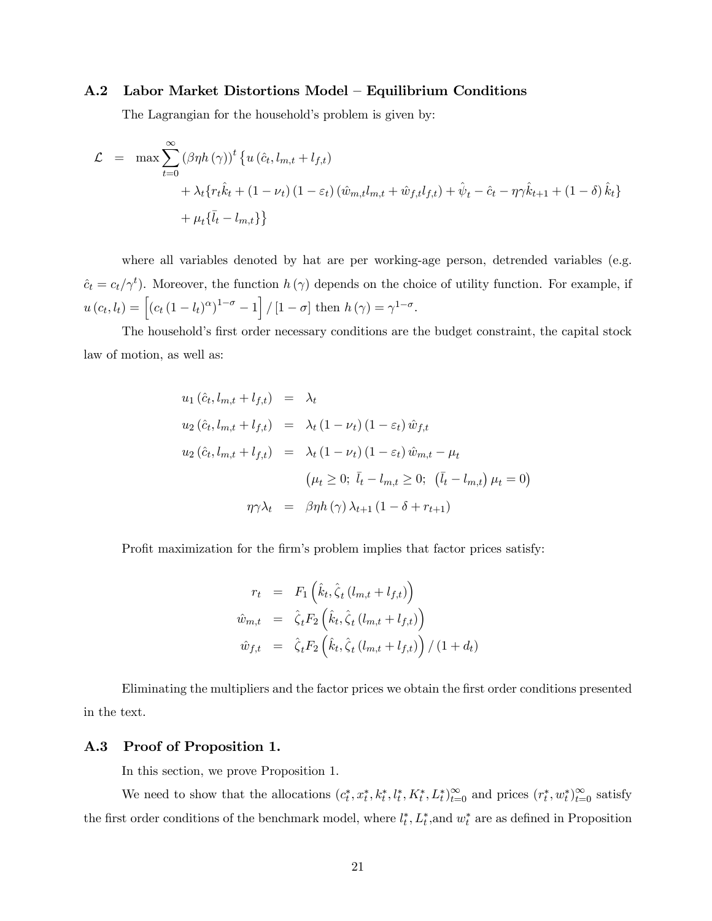### A.2 Labor Market Distortions Model – Equilibrium Conditions

The Lagrangian for the household's problem is given by:

$$
\begin{aligned}
\mathcal{L} \;=\; \max \sum_{t=0}^{\infty} (\beta \eta h(\gamma))^t \{ & u(\hat{c}_t, l_{m,t} + l_{f,t}) \\
& + \lambda_t \{ r_t \hat{k}_t + (1-\nu_t)(1-\varepsilon_t)(\hat{w}_{m,t} l_{m,t} + \hat{w}_{f,t} l_{f,t}) + \hat{\psi}_t - \hat{c}_t - \eta\gamma \hat{k}_{t+1} + (1-\delta)\hat{k}_t \} \\
& + \mu_t \{ \bar{l}_t - l_{m,t} \} \}
\end{aligned}
$$

where all variables denoted by hat are per working-age person, detrended variables (e.g. $\hat{c}_t = c_t/\gamma^t$). Moreover, the function $h(\gamma)$ depends on the choice of utility function. For example, if $u(c_t, l_t) = \left[ (c_t(1-l_t)^{\alpha})^{1-\sigma} - 1 \right] / [1-\sigma]$ then $h(\gamma) = \gamma^{1-\sigma}$.

The household's first order necessary conditions are the budget constraint, the capital stock law of motion, as well as:

$$
\begin{aligned}
u_1(\hat{c}_t, l_{m,t} + l_{f,t}) &= \lambda_t \\
u_2(\hat{c}_t, l_{m,t} + l_{f,t}) &= \lambda_t (1-\nu_t)(1-\varepsilon_t)\hat{w}_{f,t} \\
u_2(\hat{c}_t, l_{m,t} + l_{f,t}) &= \lambda_t (1-\nu_t)(1-\varepsilon_t)\hat{w}_{m,t} - \mu_t \\
& \left( \mu_t \geq 0;\ \bar{l}_t - l_{m,t} \geq 0;\ \left(\bar{l}_t - l_{m,t}\right)\mu_t = 0 \right) \\
\eta\gamma\lambda_t &= \beta\eta h(\gamma)\lambda_{t+1}(1-\delta+r_{t+1})
\end{aligned}
$$

Profit maximization for the firm's problem implies that factor prices satisfy:

$$
\begin{aligned}
r_t &= F_1\left(\hat{k}_t, \hat{\zeta}_t(l_{m,t} + l_{f,t})\right) \\
\hat{w}_{m,t} &= \hat{\zeta}_t F_2\left(\hat{k}_t, \hat{\zeta}_t(l_{m,t} + l_{f,t})\right) \\
\hat{w}_{f,t} &= \hat{\zeta}_t F_2\left(\hat{k}_t, \hat{\zeta}_t(l_{m,t} + l_{f,t})\right) / (1+d_t)
\end{aligned}
$$

Eliminating the multipliers and the factor prices we obtain the first order conditions presented in the text.

### A.3 Proof of Proposition 1.

In this section, we prove Proposition 1.

We need to show that the allocations $(c_t^*, x_t^*, k_t^*, l_t^*, K_t^*, L_t^*)_{t=0}^{\infty}$ and prices $(r_t^*, w_t^*)_{t=0}^{\infty}$ satisfy the first order conditions of the benchmark model, where $l_t^*, L_t^*$, and $w_t^*$ are as defined in Proposition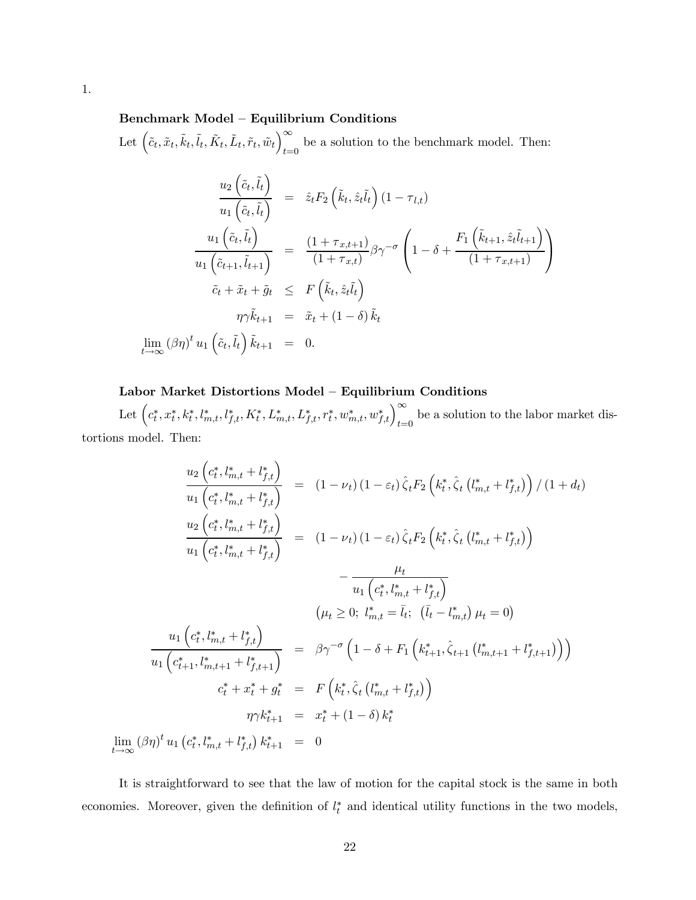1.

**Benchmark Model – Equilibrium Conditions**

Let $\left(\tilde{c}_t, \tilde{x}_t, \tilde{k}_t, \tilde{l}_t, \tilde{K}_t, \tilde{L}_t, \tilde{r}_t, \tilde{w}_t\right)_{t=0}^{\infty}$ be a solution to the benchmark model. Then:

$$
\begin{aligned}
\frac{u_2\left(\tilde{c}_t, \tilde{l}_t\right)}{u_1\left(\tilde{c}_t, \tilde{l}_t\right)} &= \hat{z}_t F_2\left(\tilde{k}_t, \hat{z}_t \tilde{l}_t\right)\left(1-\tau_{l,t}\right) \\
\frac{u_1\left(\tilde{c}_t, \tilde{l}_t\right)}{u_1\left(\tilde{c}_{t+1}, \tilde{l}_{t+1}\right)} &= \frac{\left(1+\tau_{x,t+1}\right)}{\left(1+\tau_{x,t}\right)} \beta \gamma^{-\sigma}\left(1-\delta+\frac{F_1\left(\tilde{k}_{t+1}, \hat{z}_t \tilde{l}_{t+1}\right)}{\left(1+\tau_{x,t+1}\right)}\right) \\
\tilde{c}_t+\tilde{x}_t+\tilde{g}_t &\leq F\left(\tilde{k}_t, \hat{z}_t \tilde{l}_t\right) \\
\eta \gamma \tilde{k}_{t+1} &= \tilde{x}_t+(1-\delta) \tilde{k}_t \\
\lim_{t \rightarrow \infty}(\beta \eta)^t u_1\left(\tilde{c}_t, \tilde{l}_t\right) \tilde{k}_{t+1} &= 0.
\end{aligned}
$$

**Labor Market Distortions Model – Equilibrium Conditions**

Let $\left(c_t^*, x_t^*, k_t^*, l_{m,t}^*, l_{f,t}^*, K_t^*, L_{m,t}^*, L_{f,t}^*, r_t^*, w_{m,t}^*, w_{f,t}^*\right)_{t=0}^{\infty}$ be a solution to the labor market distortions model. Then:

$$
\begin{aligned}
\frac{u_2\left(c_t^*, l_{m,t}^*+l_{f,t}^*\right)}{u_1\left(c_t^*, l_{m,t}^*+l_{f,t}^*\right)} &= \left(1-\nu_t\right)\left(1-\varepsilon_t\right) \hat{\zeta}_t F_2\left(k_t^*, \hat{\zeta}_t\left(l_{m,t}^*+l_{f,t}^*\right)\right) /\left(1+d_t\right) \\
\frac{u_2\left(c_t^*, l_{m,t}^*+l_{f,t}^*\right)}{u_1\left(c_t^*, l_{m,t}^*+l_{f,t}^*\right)} &= \left(1-\nu_t\right)\left(1-\varepsilon_t\right) \hat{\zeta}_t F_2\left(k_t^*, \hat{\zeta}_t\left(l_{m,t}^*+l_{f,t}^*\right)\right) \\
&\quad -\frac{\mu_t}{u_1\left(c_t^*, l_{m,t}^*+l_{f,t}^*\right)} \\
&\quad \left(\mu_t \geq 0;\ l_{m,t}^*=\bar{l}_t;\ \left(\bar{l}_t-l_{m,t}^*\right) \mu_t=0\right) \\
\frac{u_1\left(c_t^*, l_{m,t}^*+l_{f,t}^*\right)}{u_1\left(c_{t+1}^*, l_{m,t+1}^*+l_{f,t+1}^*\right)} &= \beta \gamma^{-\sigma}\left(1-\delta+F_1\left(k_{t+1}^*, \hat{\zeta}_{t+1}\left(l_{m,t+1}^*+l_{f,t+1}^*\right)\right)\right) \\
c_t^*+x_t^*+g_t^* &= F\left(k_t^*, \hat{\zeta}_t\left(l_{m,t}^*+l_{f,t}^*\right)\right) \\
\eta \gamma k_{t+1}^* &= x_t^*+(1-\delta) k_t^* \\
\lim_{t \rightarrow \infty}(\beta \eta)^t u_1\left(c_t^*, l_{m,t}^*+l_{f,t}^*\right) k_{t+1}^* &= 0
\end{aligned}
$$

It is straightforward to see that the law of motion for the capital stock is the same in both economies. Moreover, given the definition of $l_t^*$ and identical utility functions in the two models,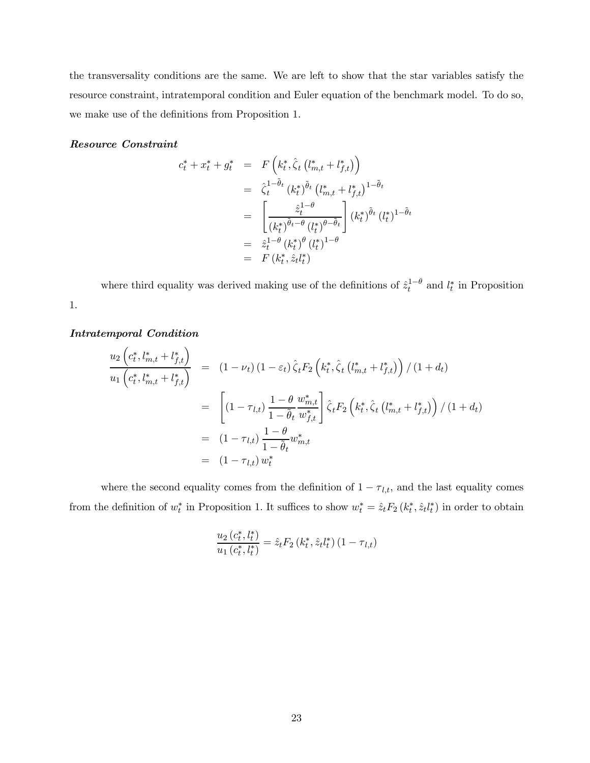the transversality conditions are the same. We are left to show that the star variables satisfy the resource constraint, intratemporal condition and Euler equation of the benchmark model. To do so, we make use of the definitions from Proposition 1.

***Resource Constraint***

$$
\begin{aligned}
c_t^* + x_t^* + g_t^* &= F\left(k_t^*, \hat{\zeta}_t\left(l_{m,t}^* + l_{f,t}^*\right)\right) \\
&= \hat{\zeta}_t^{1-\tilde{\theta}_t}\left(k_t^*\right)^{\tilde{\theta}_t}\left(l_{m,t}^* + l_{f,t}^*\right)^{1-\tilde{\theta}_t} \\
&= \left[\frac{\hat{z}_t^{1-\theta}}{\left(k_t^*\right)^{\tilde{\theta}_t-\theta}\left(l_t^*\right)^{\theta-\tilde{\theta}_t}}\right]\left(k_t^*\right)^{\tilde{\theta}_t}\left(l_t^*\right)^{1-\tilde{\theta}_t} \\
&= \hat{z}_t^{1-\theta}\left(k_t^*\right)^{\theta}\left(l_t^*\right)^{1-\theta} \\
&= F\left(k_t^*, \hat{z}_t l_t^*\right)
\end{aligned}
$$

where third equality was derived making use of the definitions of $\hat{z}_t^{1-\theta}$ and $l_t^*$ in Proposition 1.

***Intratemporal Condition***

$$
\begin{aligned}
\frac{u_2\left(c_t^*, l_{m,t}^* + l_{f,t}^*\right)}{u_1\left(c_t^*, l_{m,t}^* + l_{f,t}^*\right)} &= \left(1-\nu_t\right)\left(1-\varepsilon_t\right)\hat{\zeta}_t F_2\left(k_t^*, \hat{\zeta}_t\left(l_{m,t}^* + l_{f,t}^*\right)\right)/\left(1+d_t\right) \\
&= \left[\left(1-\tau_{l,t}\right)\frac{1-\theta}{1-\tilde{\theta}_t}\frac{w_{m,t}^*}{w_{f,t}^*}\right]\hat{\zeta}_t F_2\left(k_t^*, \hat{\zeta}_t\left(l_{m,t}^* + l_{f,t}^*\right)\right)/\left(1+d_t\right) \\
&= \left(1-\tau_{l,t}\right)\frac{1-\theta}{1-\tilde{\theta}_t}w_{m,t}^* \\
&= \left(1-\tau_{l,t}\right)w_t^*
\end{aligned}
$$

where the second equality comes from the definition of $1-\tau_{l,t}$, and the last equality comes from the definition of $w_t^*$ in Proposition 1. It suffices to show $w_t^* = \hat{z}_t F_2\left(k_t^*, \hat{z}_t l_t^*\right)$ in order to obtain

$$
\frac{u_2\left(c_t^*, l_t^*\right)}{u_1\left(c_t^*, l_t^*\right)} = \hat{z}_t F_2\left(k_t^*, \hat{z}_t l_t^*\right)\left(1-\tau_{l,t}\right)
$$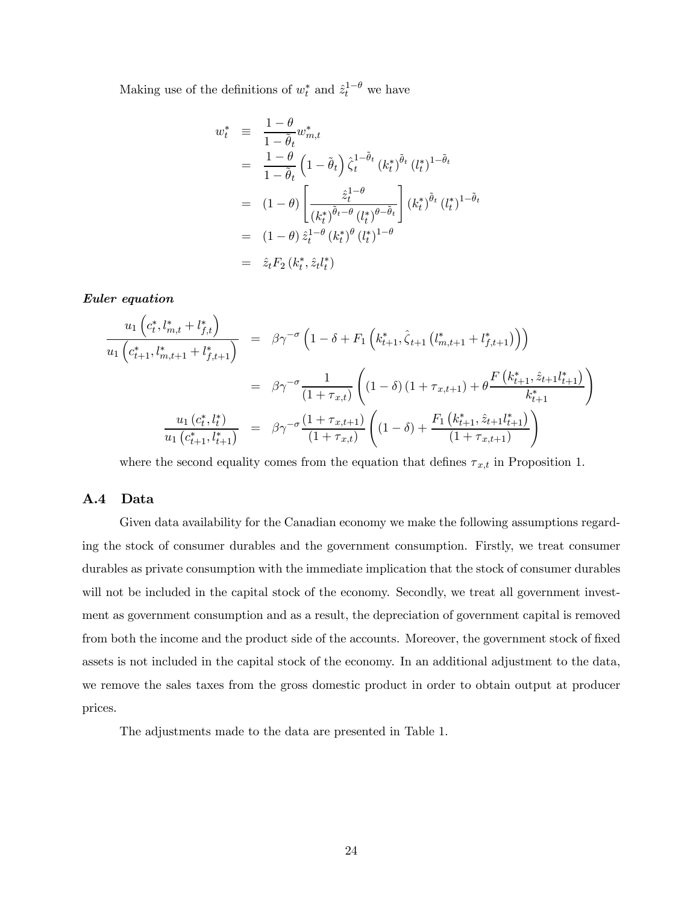Making use of the definitions of $w_t^*$ and $\hat{z}_t^{1-\theta}$ we have

$$
\begin{aligned}
w_t^* &\equiv \frac{1-\theta}{1-\tilde{\theta}_t} w_{m,t}^* \\
&= \frac{1-\theta}{1-\tilde{\theta}_t} \left(1-\tilde{\theta}_t\right) \hat{\zeta}_t^{1-\tilde{\theta}_t} \left(k_t^*\right)^{\tilde{\theta}_t} \left(l_t^*\right)^{1-\tilde{\theta}_t} \\
&= (1-\theta) \left[ \frac{\hat{z}_t^{1-\theta}}{\left(k_t^*\right)^{\tilde{\theta}_t - \theta} \left(l_t^*\right)^{\theta - \tilde{\theta}_t}} \right] \left(k_t^*\right)^{\tilde{\theta}_t} \left(l_t^*\right)^{1-\tilde{\theta}_t} \\
&= (1-\theta) \hat{z}_t^{1-\theta} \left(k_t^*\right)^{\theta} \left(l_t^*\right)^{1-\theta} \\
&= \hat{z}_t F_2\left(k_t^*, \hat{z}_t l_t^*\right)
\end{aligned}
$$

***Euler equation***

$$
\begin{aligned}
\frac{u_1\left(c_t^*, l_{m,t}^* + l_{f,t}^*\right)}{u_1\left(c_{t+1}^*, l_{m,t+1}^* + l_{f,t+1}^*\right)} &= \beta \gamma^{-\sigma} \left(1 - \delta + F_1\left(k_{t+1}^*, \hat{\zeta}_{t+1}\left(l_{m,t+1}^* + l_{f,t+1}^*\right)\right)\right) \\
&= \beta \gamma^{-\sigma} \frac{1}{\left(1+\tau_{x,t}\right)} \left( (1-\delta)\left(1+\tau_{x,t+1}\right) + \theta \frac{F\left(k_{t+1}^*, \hat{z}_{t+1} l_{t+1}^*\right)}{k_{t+1}^*} \right) \\
\frac{u_1\left(c_t^*, l_t^*\right)}{u_1\left(c_{t+1}^*, l_{t+1}^*\right)} &= \beta \gamma^{-\sigma} \frac{\left(1+\tau_{x,t+1}\right)}{\left(1+\tau_{x,t}\right)} \left( (1-\delta) + \frac{F_1\left(k_{t+1}^*, \hat{z}_{t+1} l_{t+1}^*\right)}{\left(1+\tau_{x,t+1}\right)} \right)
\end{aligned}
$$

where the second equality comes from the equation that defines $\tau_{x,t}$ in Proposition 1.

## A.4 Data

Given data availability for the Canadian economy we make the following assumptions regarding the stock of consumer durables and the government consumption. Firstly, we treat consumer durables as private consumption with the immediate implication that the stock of consumer durables will not be included in the capital stock of the economy. Secondly, we treat all government investment as government consumption and as a result, the depreciation of government capital is removed from both the income and the product side of the accounts. Moreover, the government stock of fixed assets is not included in the capital stock of the economy. In an additional adjustment to the data, we remove the sales taxes from the gross domestic product in order to obtain output at producer prices.

The adjustments made to the data are presented in Table 1.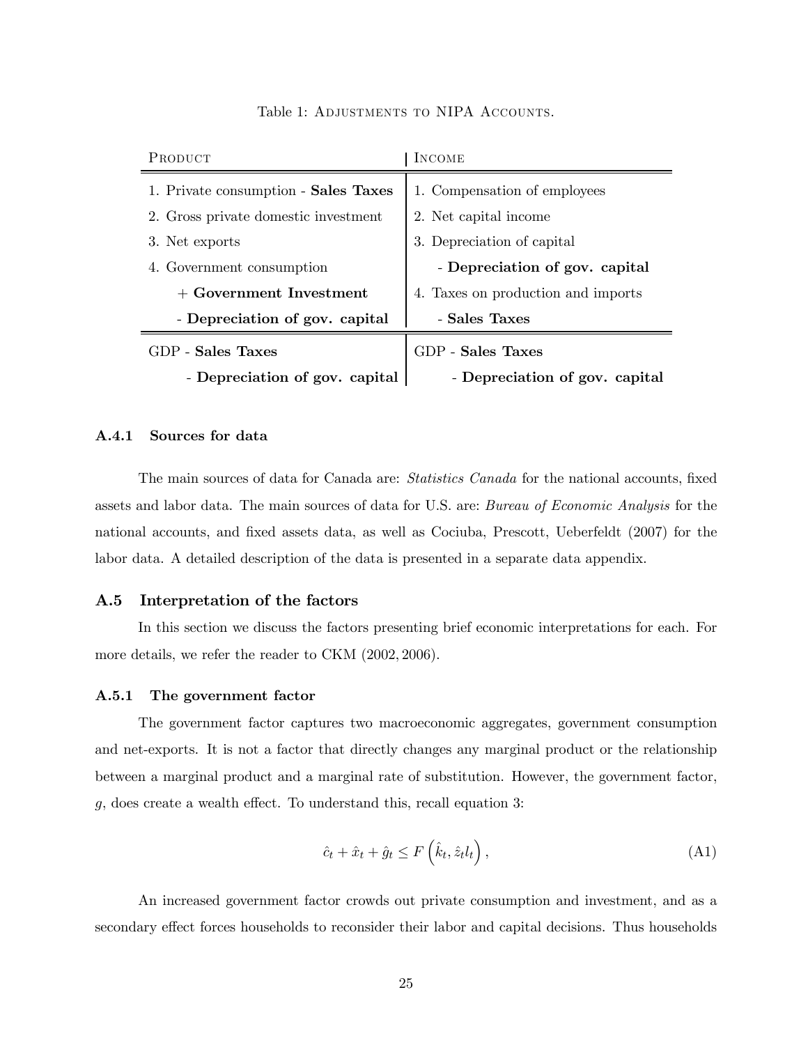Table 1: ADJUSTMENTS TO NIPA ACCOUNTS.

| PRODUCT | INCOME |
|---|---|
| 1. Private consumption - **Sales Taxes** | 1. Compensation of employees |
| 2. Gross private domestic investment | 2. Net capital income |
| 3. Net exports | 3. Depreciation of capital |
| 4. Government consumption | - **Depreciation of gov. capital** |
| + **Government Investment** | 4. Taxes on production and imports |
| - **Depreciation of gov. capital** | - **Sales Taxes** |
| GDP - **Sales Taxes** | GDP - **Sales Taxes** |
| - **Depreciation of gov. capital** | - **Depreciation of gov. capital** |

#### A.4.1 Sources for data

The main sources of data for Canada are: *Statistics Canada* for the national accounts, fixed assets and labor data. The main sources of data for U.S. are: *Bureau of Economic Analysis* for the national accounts, and fixed assets data, as well as Cociuba, Prescott, Ueberfeldt (2007) for the labor data. A detailed description of the data is presented in a separate data appendix.

### A.5 Interpretation of the factors

In this section we discuss the factors presenting brief economic interpretations for each. For more details, we refer the reader to CKM (2002, 2006).

#### A.5.1 The government factor

The government factor captures two macroeconomic aggregates, government consumption and net-exports. It is not a factor that directly changes any marginal product or the relationship between a marginal product and a marginal rate of substitution. However, the government factor, $g$, does create a wealth effect. To understand this, recall equation 3:

$$\hat{c}_t + \hat{x}_t + \hat{g}_t \leq F\left(\hat{k}_t, \hat{z}_t l_t\right), \tag{A1}$$

An increased government factor crowds out private consumption and investment, and as a secondary effect forces households to reconsider their labor and capital decisions. Thus households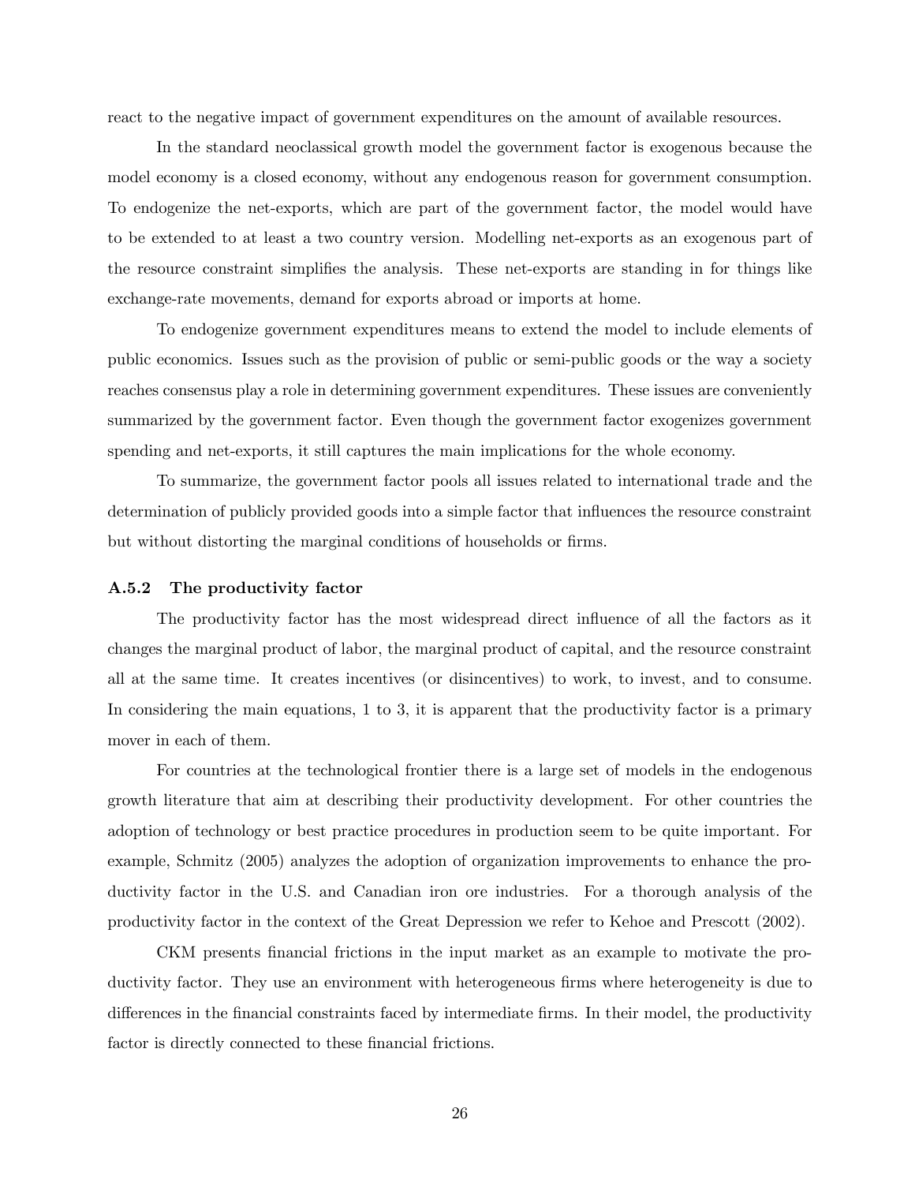react to the negative impact of government expenditures on the amount of available resources.

In the standard neoclassical growth model the government factor is exogenous because the model economy is a closed economy, without any endogenous reason for government consumption. To endogenize the net-exports, which are part of the government factor, the model would have to be extended to at least a two country version. Modelling net-exports as an exogenous part of the resource constraint simplifies the analysis. These net-exports are standing in for things like exchange-rate movements, demand for exports abroad or imports at home.

To endogenize government expenditures means to extend the model to include elements of public economics. Issues such as the provision of public or semi-public goods or the way a society reaches consensus play a role in determining government expenditures. These issues are conveniently summarized by the government factor. Even though the government factor exogenizes government spending and net-exports, it still captures the main implications for the whole economy.

To summarize, the government factor pools all issues related to international trade and the determination of publicly provided goods into a simple factor that influences the resource constraint but without distorting the marginal conditions of households or firms.

### A.5.2 The productivity factor

The productivity factor has the most widespread direct influence of all the factors as it changes the marginal product of labor, the marginal product of capital, and the resource constraint all at the same time. It creates incentives (or disincentives) to work, to invest, and to consume. In considering the main equations, 1 to 3, it is apparent that the productivity factor is a primary mover in each of them.

For countries at the technological frontier there is a large set of models in the endogenous growth literature that aim at describing their productivity development. For other countries the adoption of technology or best practice procedures in production seem to be quite important. For example, Schmitz (2005) analyzes the adoption of organization improvements to enhance the productivity factor in the U.S. and Canadian iron ore industries. For a thorough analysis of the productivity factor in the context of the Great Depression we refer to Kehoe and Prescott (2002).

CKM presents financial frictions in the input market as an example to motivate the productivity factor. They use an environment with heterogeneous firms where heterogeneity is due to differences in the financial constraints faced by intermediate firms. In their model, the productivity factor is directly connected to these financial frictions.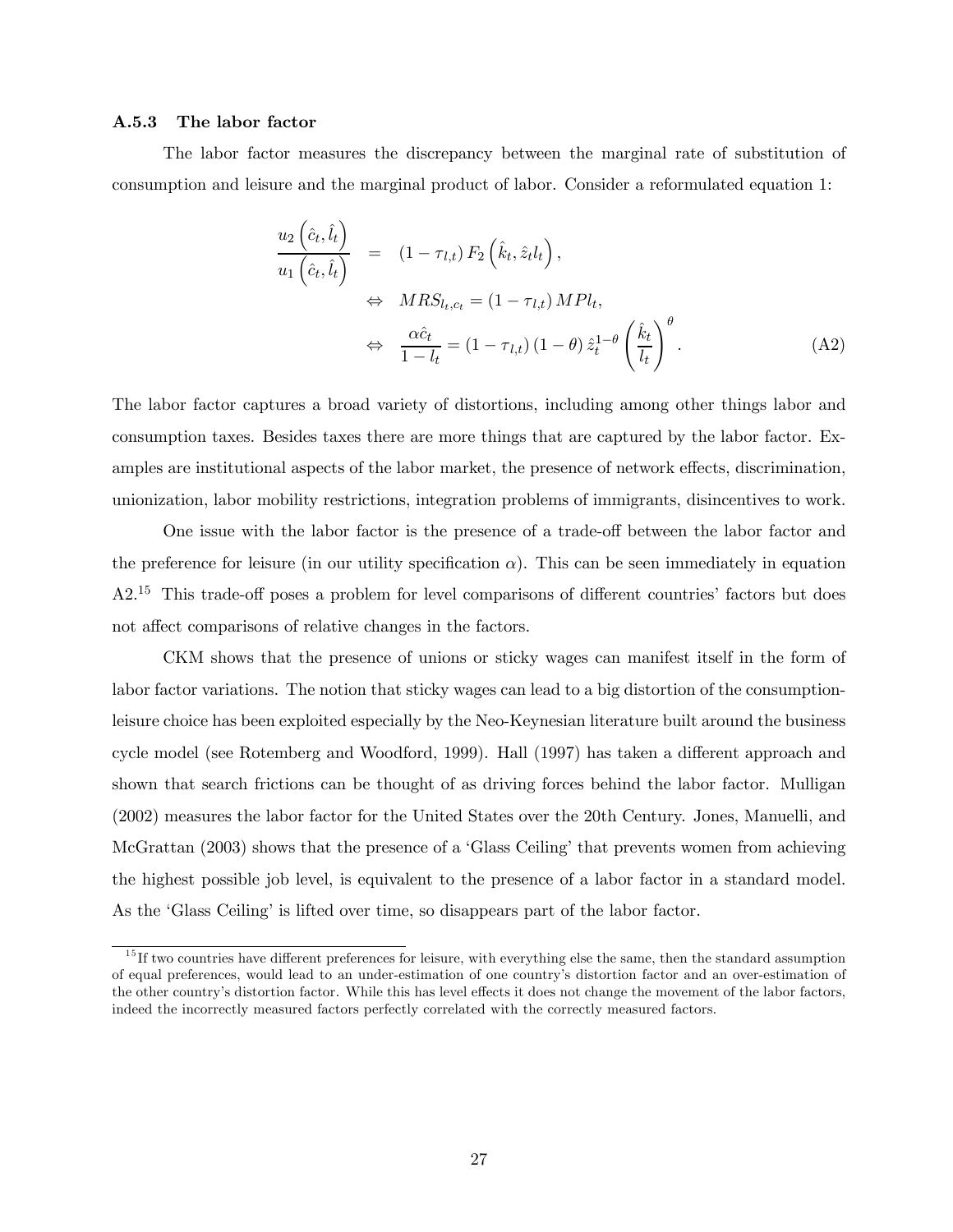### A.5.3 The labor factor

The labor factor measures the discrepancy between the marginal rate of substitution of consumption and leisure and the marginal product of labor. Consider a reformulated equation 1:

$$
\begin{aligned}
\frac{u_2\left(\hat{c}_t, \hat{l}_t\right)}{u_1\left(\hat{c}_t, \hat{l}_t\right)} &= \left(1-\tau_{l,t}\right) F_2\left(\hat{k}_t, \hat{z}_t l_t\right), \\
&\Leftrightarrow \; MRS_{l_t,c_t} = \left(1-\tau_{l,t}\right) MPl_t, \\
&\Leftrightarrow \; \frac{\alpha \hat{c}_t}{1-l_t} = \left(1-\tau_{l,t}\right)(1-\theta)\, \hat{z}_t^{1-\theta} \left(\frac{\hat{k}_t}{l_t}\right)^{\theta}. \qquad \text{(A2)}
\end{aligned}
$$

The labor factor captures a broad variety of distortions, including among other things labor and consumption taxes. Besides taxes there are more things that are captured by the labor factor. Examples are institutional aspects of the labor market, the presence of network effects, discrimination, unionization, labor mobility restrictions, integration problems of immigrants, disincentives to work.

One issue with the labor factor is the presence of a trade-off between the labor factor and the preference for leisure (in our utility specification $\alpha$). This can be seen immediately in equation A2.[15] This trade-off poses a problem for level comparisons of different countries' factors but does not affect comparisons of relative changes in the factors.

CKM shows that the presence of unions or sticky wages can manifest itself in the form of labor factor variations. The notion that sticky wages can lead to a big distortion of the consumption-leisure choice has been exploited especially by the Neo-Keynesian literature built around the business cycle model (see Rotemberg and Woodford, 1999). Hall (1997) has taken a different approach and shown that search frictions can be thought of as driving forces behind the labor factor. Mulligan (2002) measures the labor factor for the United States over the 20th Century. Jones, Manuelli, and McGrattan (2003) shows that the presence of a 'Glass Ceiling' that prevents women from achieving the highest possible job level, is equivalent to the presence of a labor factor in a standard model. As the 'Glass Ceiling' is lifted over time, so disappears part of the labor factor.

[15] If two countries have different preferences for leisure, with everything else the same, then the standard assumption of equal preferences, would lead to an under-estimation of one country's distortion factor and an over-estimation of the other country's distortion factor. While this has level effects it does not change the movement of the labor factors, indeed the incorrectly measured factors perfectly correlated with the correctly measured factors.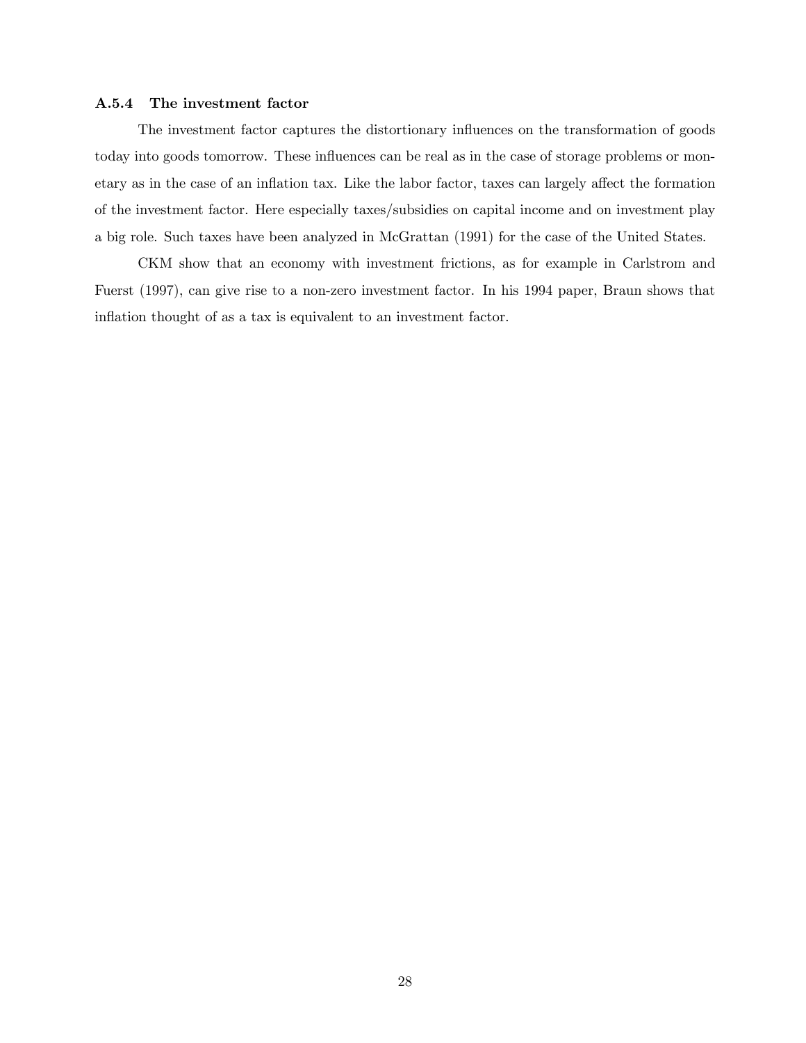#### A.5.4 The investment factor

The investment factor captures the distortionary influences on the transformation of goods today into goods tomorrow. These influences can be real as in the case of storage problems or monetary as in the case of an inflation tax. Like the labor factor, taxes can largely affect the formation of the investment factor. Here especially taxes/subsidies on capital income and on investment play a big role. Such taxes have been analyzed in McGrattan (1991) for the case of the United States.

CKM show that an economy with investment frictions, as for example in Carlstrom and Fuerst (1997), can give rise to a non-zero investment factor. In his 1994 paper, Braun shows that inflation thought of as a tax is equivalent to an investment factor.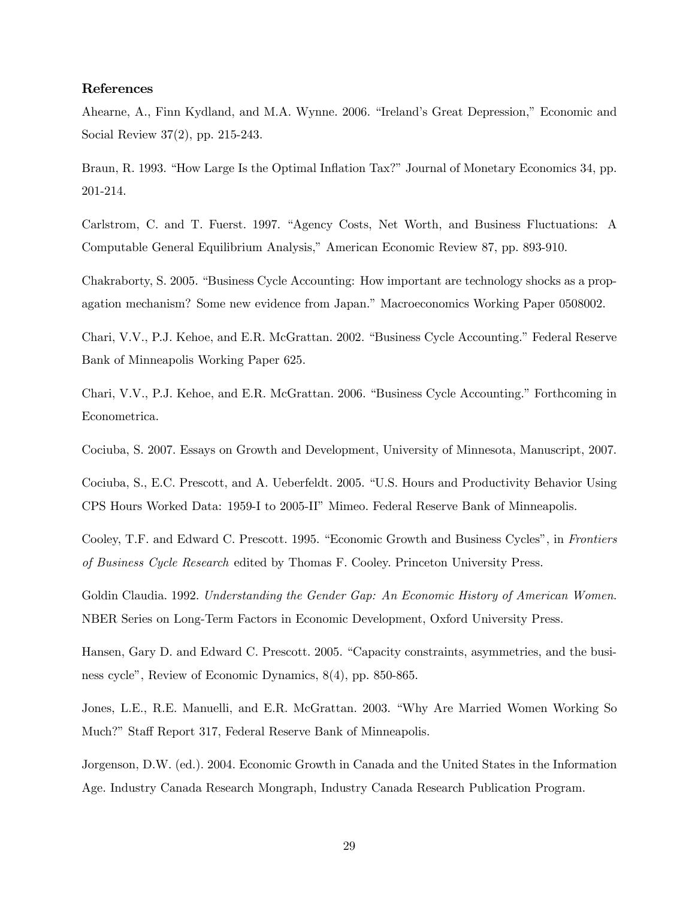### References

Ahearne, A., Finn Kydland, and M.A. Wynne. 2006. "Ireland's Great Depression," Economic and Social Review 37(2), pp. 215-243.

Braun, R. 1993. "How Large Is the Optimal Inflation Tax?" Journal of Monetary Economics 34, pp. 201-214.

Carlstrom, C. and T. Fuerst. 1997. "Agency Costs, Net Worth, and Business Fluctuations: A Computable General Equilibrium Analysis," American Economic Review 87, pp. 893-910.

Chakraborty, S. 2005. "Business Cycle Accounting: How important are technology shocks as a propagation mechanism? Some new evidence from Japan." Macroeconomics Working Paper 0508002.

Chari, V.V., P.J. Kehoe, and E.R. McGrattan. 2002. "Business Cycle Accounting." Federal Reserve Bank of Minneapolis Working Paper 625.

Chari, V.V., P.J. Kehoe, and E.R. McGrattan. 2006. "Business Cycle Accounting." Forthcoming in Econometrica.

Cociuba, S. 2007. Essays on Growth and Development, University of Minnesota, Manuscript, 2007.

Cociuba, S., E.C. Prescott, and A. Ueberfeldt. 2005. "U.S. Hours and Productivity Behavior Using CPS Hours Worked Data: 1959-I to 2005-II" Mimeo. Federal Reserve Bank of Minneapolis.

Cooley, T.F. and Edward C. Prescott. 1995. "Economic Growth and Business Cycles", in *Frontiers of Business Cycle Research* edited by Thomas F. Cooley. Princeton University Press.

Goldin Claudia. 1992. *Understanding the Gender Gap: An Economic History of American Women*. NBER Series on Long-Term Factors in Economic Development, Oxford University Press.

Hansen, Gary D. and Edward C. Prescott. 2005. "Capacity constraints, asymmetries, and the business cycle", Review of Economic Dynamics, 8(4), pp. 850-865.

Jones, L.E., R.E. Manuelli, and E.R. McGrattan. 2003. "Why Are Married Women Working So Much?" Staff Report 317, Federal Reserve Bank of Minneapolis.

Jorgenson, D.W. (ed.). 2004. Economic Growth in Canada and the United States in the Information Age. Industry Canada Research Mongraph, Industry Canada Research Publication Program.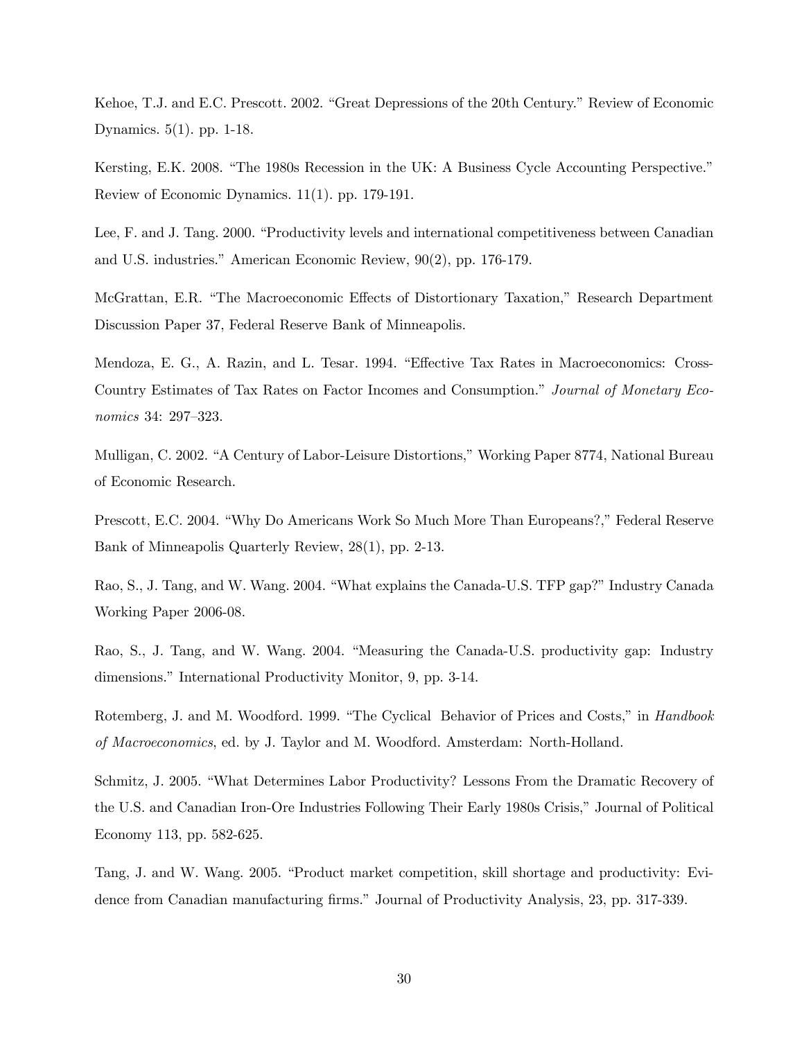Kehoe, T.J. and E.C. Prescott. 2002. "Great Depressions of the 20th Century." Review of Economic Dynamics. 5(1). pp. 1-18.

Kersting, E.K. 2008. "The 1980s Recession in the UK: A Business Cycle Accounting Perspective." Review of Economic Dynamics. 11(1). pp. 179-191.

Lee, F. and J. Tang. 2000. "Productivity levels and international competitiveness between Canadian and U.S. industries." American Economic Review, 90(2), pp. 176-179.

McGrattan, E.R. "The Macroeconomic Effects of Distortionary Taxation," Research Department Discussion Paper 37, Federal Reserve Bank of Minneapolis.

Mendoza, E. G., A. Razin, and L. Tesar. 1994. "Effective Tax Rates in Macroeconomics: Cross-Country Estimates of Tax Rates on Factor Incomes and Consumption." *Journal of Monetary Economics* 34: 297–323.

Mulligan, C. 2002. "A Century of Labor-Leisure Distortions," Working Paper 8774, National Bureau of Economic Research.

Prescott, E.C. 2004. "Why Do Americans Work So Much More Than Europeans?," Federal Reserve Bank of Minneapolis Quarterly Review, 28(1), pp. 2-13.

Rao, S., J. Tang, and W. Wang. 2004. "What explains the Canada-U.S. TFP gap?" Industry Canada Working Paper 2006-08.

Rao, S., J. Tang, and W. Wang. 2004. "Measuring the Canada-U.S. productivity gap: Industry dimensions." International Productivity Monitor, 9, pp. 3-14.

Rotemberg, J. and M. Woodford. 1999. "The Cyclical Behavior of Prices and Costs," in *Handbook of Macroeconomics*, ed. by J. Taylor and M. Woodford. Amsterdam: North-Holland.

Schmitz, J. 2005. "What Determines Labor Productivity? Lessons From the Dramatic Recovery of the U.S. and Canadian Iron-Ore Industries Following Their Early 1980s Crisis," Journal of Political Economy 113, pp. 582-625.

Tang, J. and W. Wang. 2005. "Product market competition, skill shortage and productivity: Evidence from Canadian manufacturing firms." Journal of Productivity Analysis, 23, pp. 317-339.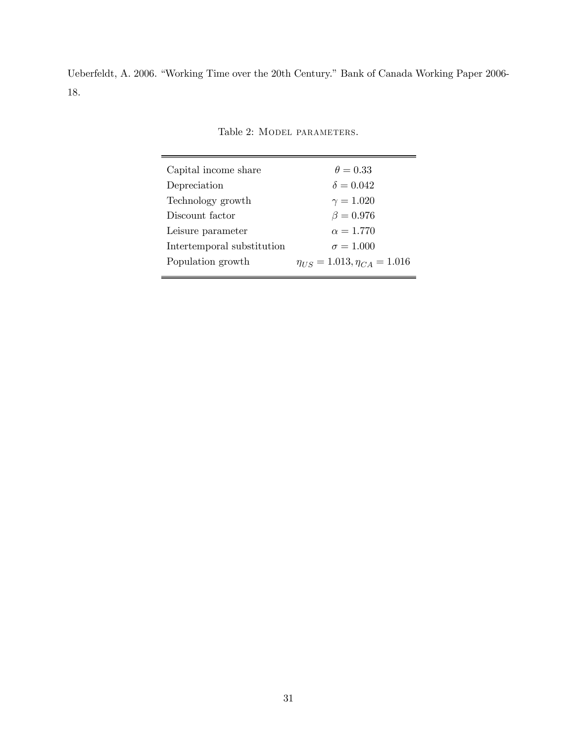Ueberfeldt, A. 2006. "Working Time over the 20th Century." Bank of Canada Working Paper 2006-18.

Table 2: Model parameters.

| | |
|---|---|
| Capital income share | $\theta = 0.33$ |
| Depreciation | $\delta = 0.042$ |
| Technology growth | $\gamma = 1.020$ |
| Discount factor | $\beta = 0.976$ |
| Leisure parameter | $\alpha = 1.770$ |
| Intertemporal substitution | $\sigma = 1.000$ |
| Population growth | $\eta_{US} = 1.013, \eta_{CA} = 1.016$ |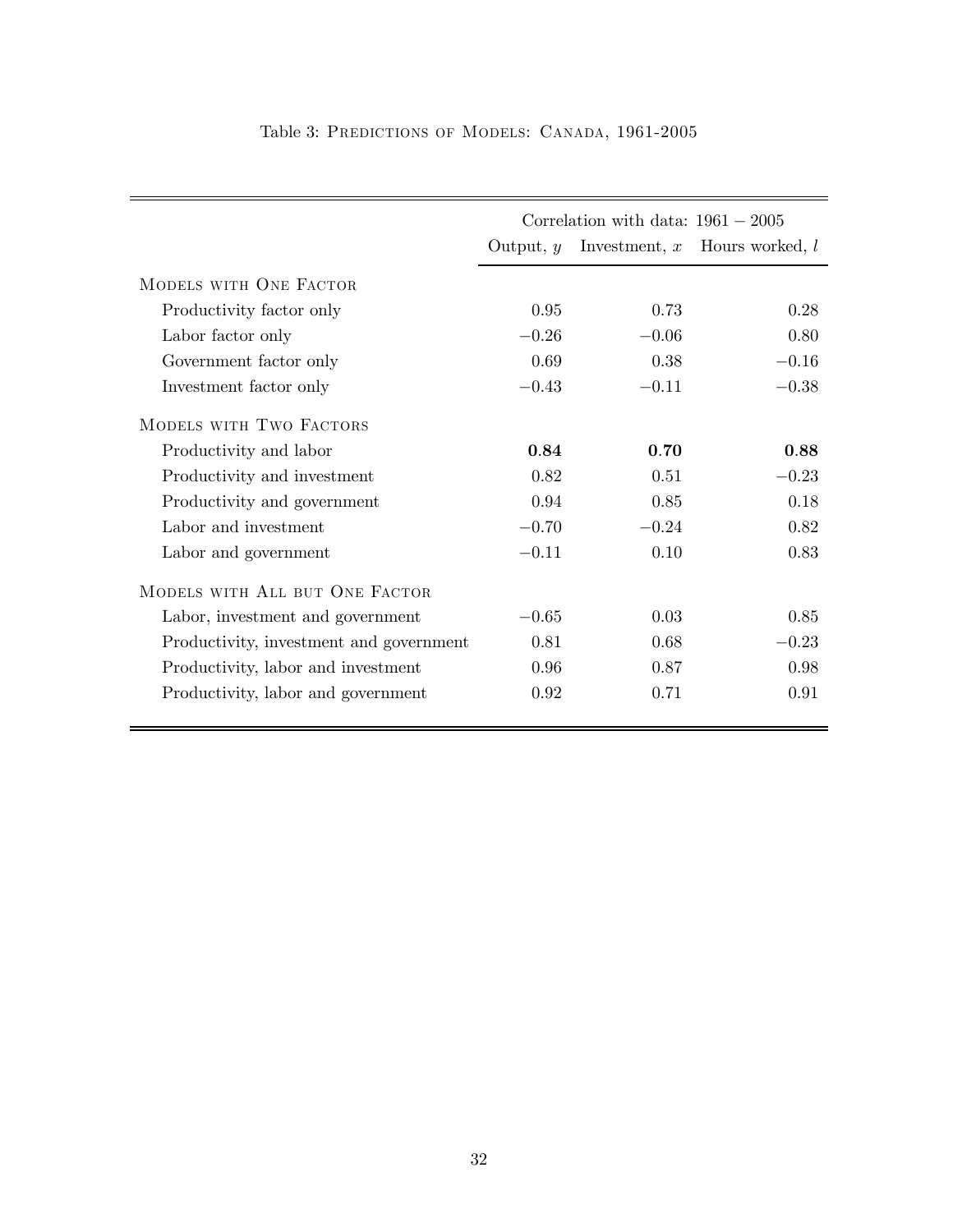Table 3: PREDICTIONS OF MODELS: CANADA, 1961-2005

| | Correlation with data: $1961 - 2005$ | | |
|---|---|---|---|
| | Output, $y$ | Investment, $x$ | Hours worked, $l$ |
| MODELS WITH ONE FACTOR | | | |
| Productivity factor only | 0.95 | 0.73 | 0.28 |
| Labor factor only | $-0.26$ | $-0.06$ | 0.80 |
| Government factor only | 0.69 | 0.38 | $-0.16$ |
| Investment factor only | $-0.43$ | $-0.11$ | $-0.38$ |
| MODELS WITH TWO FACTORS | | | |
| Productivity and labor | **0.84** | **0.70** | **0.88** |
| Productivity and investment | 0.82 | 0.51 | $-0.23$ |
| Productivity and government | 0.94 | 0.85 | 0.18 |
| Labor and investment | $-0.70$ | $-0.24$ | 0.82 |
| Labor and government | $-0.11$ | 0.10 | 0.83 |
| MODELS WITH ALL BUT ONE FACTOR | | | |
| Labor, investment and government | $-0.65$ | 0.03 | 0.85 |
| Productivity, investment and government | 0.81 | 0.68 | $-0.23$ |
| Productivity, labor and investment | 0.96 | 0.87 | 0.98 |
| Productivity, labor and government | 0.92 | 0.71 | 0.91 |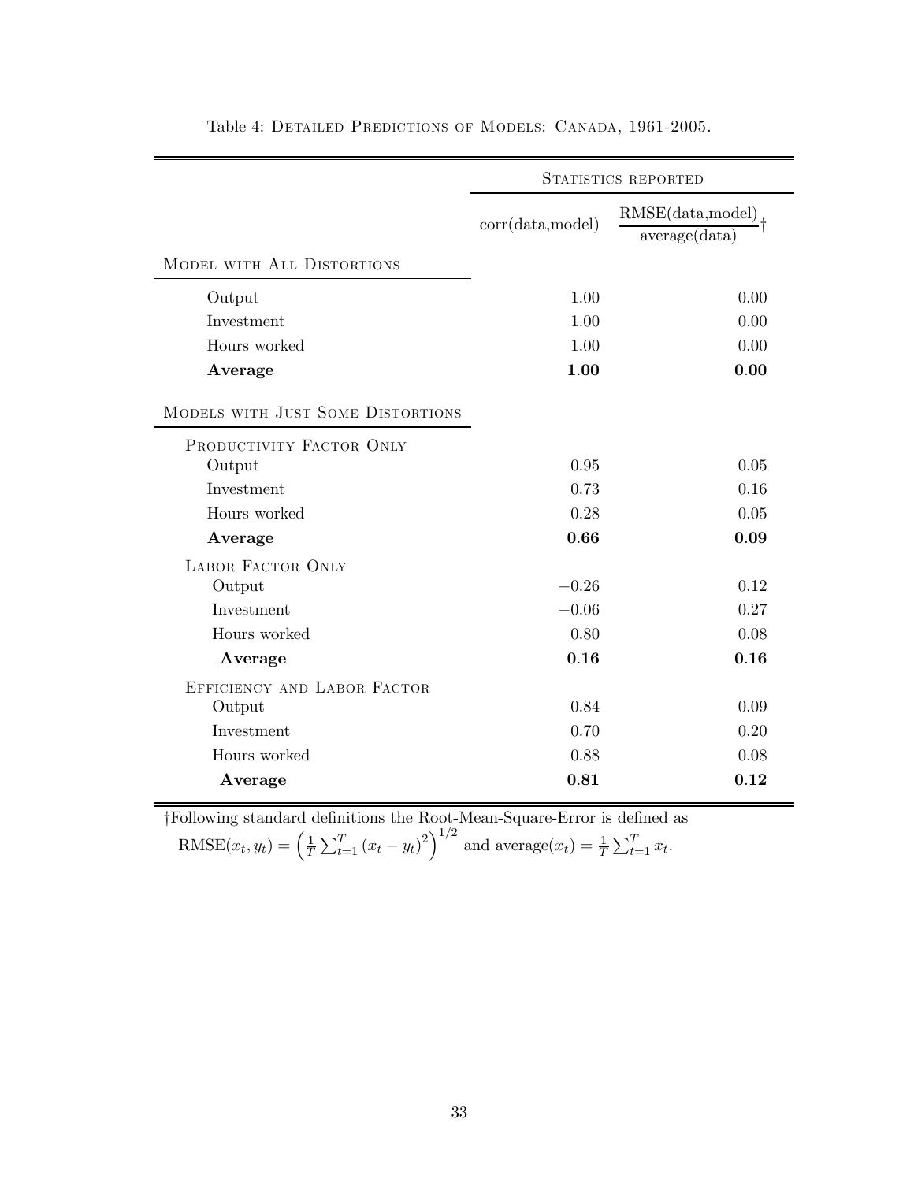Table 4: Detailed Predictions of Models: Canada, 1961-2005.

| | Statistics reported | |
|---|---|---|
| | corr(data,model) | $\frac{\text{RMSE(data,model)}}{\text{average(data)}}$† |
| **Model with All Distortions** | | |
| Output | 1.00 | 0.00 |
| Investment | 1.00 | 0.00 |
| Hours worked | 1.00 | 0.00 |
| **Average** | **1.00** | **0.00** |
| **Models with Just Some Distortions** | | |
| Productivity Factor Only | | |
| Output | 0.95 | 0.05 |
| Investment | 0.73 | 0.16 |
| Hours worked | 0.28 | 0.05 |
| **Average** | **0.66** | **0.09** |
| Labor Factor Only | | |
| Output | −0.26 | 0.12 |
| Investment | −0.06 | 0.27 |
| Hours worked | 0.80 | 0.08 |
| **Average** | **0.16** | **0.16** |
| Efficiency and Labor Factor | | |
| Output | 0.84 | 0.09 |
| Investment | 0.70 | 0.20 |
| Hours worked | 0.88 | 0.08 |
| **Average** | **0.81** | **0.12** |

†Following standard definitions the Root-Mean-Square-Error is defined as
$\text{RMSE}(x_t, y_t) = \left(\frac{1}{T}\sum_{t=1}^{T}(x_t - y_t)^2\right)^{1/2}$ and $\text{average}(x_t) = \frac{1}{T}\sum_{t=1}^{T} x_t$.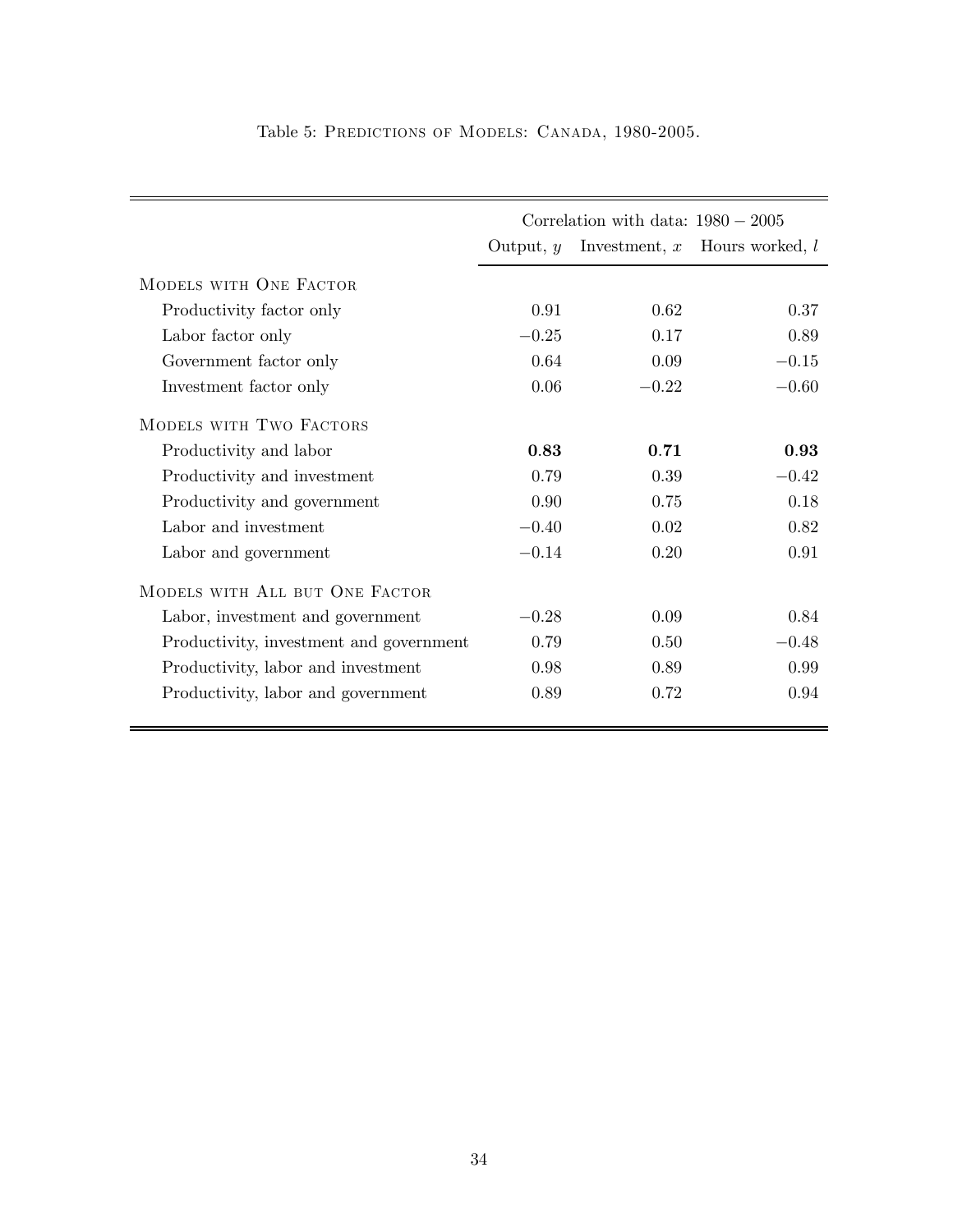Table 5: Predictions of Models: Canada, 1980-2005.

| | Correlation with data: $1980-2005$ | | |
|---|---|---|---|
| | Output, $y$ | Investment, $x$ | Hours worked, $l$ |
| **Models with One Factor** | | | |
| Productivity factor only | 0.91 | 0.62 | 0.37 |
| Labor factor only | $-0.25$ | 0.17 | 0.89 |
| Government factor only | 0.64 | 0.09 | $-0.15$ |
| Investment factor only | 0.06 | $-0.22$ | $-0.60$ |
| **Models with Two Factors** | | | |
| Productivity and labor | **0.83** | **0.71** | **0.93** |
| Productivity and investment | 0.79 | 0.39 | $-0.42$ |
| Productivity and government | 0.90 | 0.75 | 0.18 |
| Labor and investment | $-0.40$ | 0.02 | 0.82 |
| Labor and government | $-0.14$ | 0.20 | 0.91 |
| **Models with All but One Factor** | | | |
| Labor, investment and government | $-0.28$ | 0.09 | 0.84 |
| Productivity, investment and government | 0.79 | 0.50 | $-0.48$ |
| Productivity, labor and investment | 0.98 | 0.89 | 0.99 |
| Productivity, labor and government | 0.89 | 0.72 | 0.94 |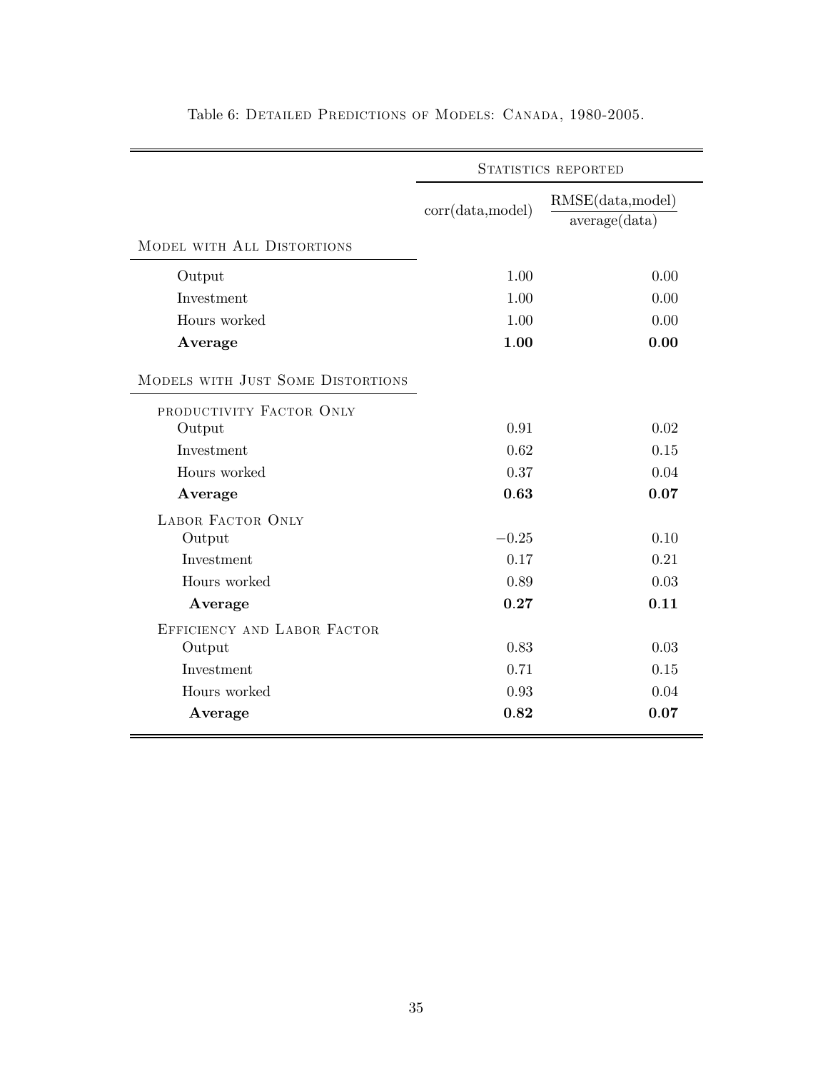Table 6: Detailed Predictions of Models: Canada, 1980-2005.

| | Statistics reported | |
|---|---|---|
| | corr(data,model) | $\frac{\text{RMSE(data,model)}}{\text{average(data)}}$ |
| **Model with All Distortions** | | |
| Output | 1.00 | 0.00 |
| Investment | 1.00 | 0.00 |
| Hours worked | 1.00 | 0.00 |
| **Average** | **1.00** | **0.00** |
| **Models with Just Some Distortions** | | |
| productivity Factor Only | | |
| Output | 0.91 | 0.02 |
| Investment | 0.62 | 0.15 |
| Hours worked | 0.37 | 0.04 |
| **Average** | **0.63** | **0.07** |
| Labor Factor Only | | |
| Output | −0.25 | 0.10 |
| Investment | 0.17 | 0.21 |
| Hours worked | 0.89 | 0.03 |
| **Average** | **0.27** | **0.11** |
| Efficiency and Labor Factor | | |
| Output | 0.83 | 0.03 |
| Investment | 0.71 | 0.15 |
| Hours worked | 0.93 | 0.04 |
| **Average** | **0.82** | **0.07** |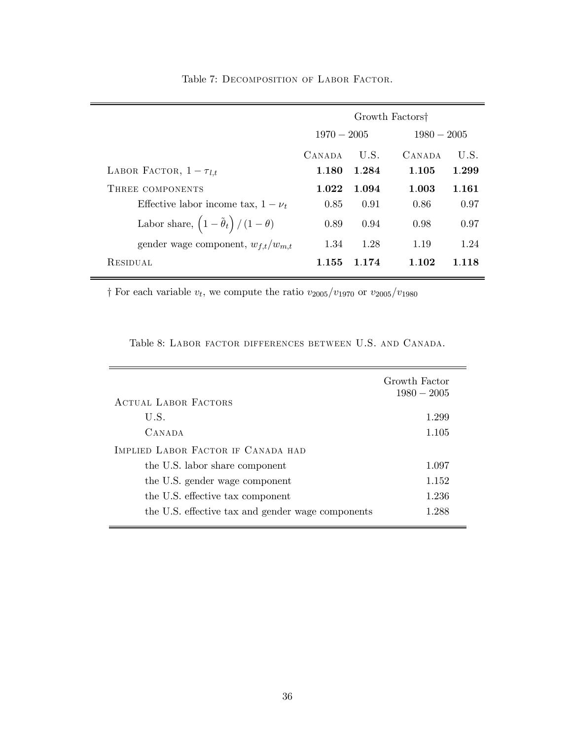Table 7: DECOMPOSITION OF LABOR FACTOR.

| | Growth Factors† | | | |
|---|---|---|---|---|
| | $1970-2005$ | | $1980-2005$ | |
| | CANADA | U.S. | CANADA | U.S. |
| LABOR FACTOR, $1-\tau_{l,t}$ | **1.180** | **1.284** | **1.105** | **1.299** |
| THREE COMPONENTS | **1.022** | **1.094** | **1.003** | **1.161** |
| Effective labor income tax, $1-\nu_t$ | 0.85 | 0.91 | 0.86 | 0.97 |
| Labor share, $\left(1-\tilde{\theta}_t\right)/(1-\theta)$ | 0.89 | 0.94 | 0.98 | 0.97 |
| gender wage component, $w_{f,t}/w_{m,t}$ | 1.34 | 1.28 | 1.19 | 1.24 |
| RESIDUAL | **1.155** | **1.174** | **1.102** | **1.118** |

† For each variable $v_t$, we compute the ratio $v_{2005}/v_{1970}$ or $v_{2005}/v_{1980}$

Table 8: LABOR FACTOR DIFFERENCES BETWEEN U.S. AND CANADA.

| | Growth Factor $1980-2005$ |
|---|---|
| ACTUAL LABOR FACTORS | |
| U.S. | 1.299 |
| CANADA | 1.105 |
| IMPLIED LABOR FACTOR IF CANADA HAD | |
| the U.S. labor share component | 1.097 |
| the U.S. gender wage component | 1.152 |
| the U.S. effective tax component | 1.236 |
| the U.S. effective tax and gender wage components | 1.288 |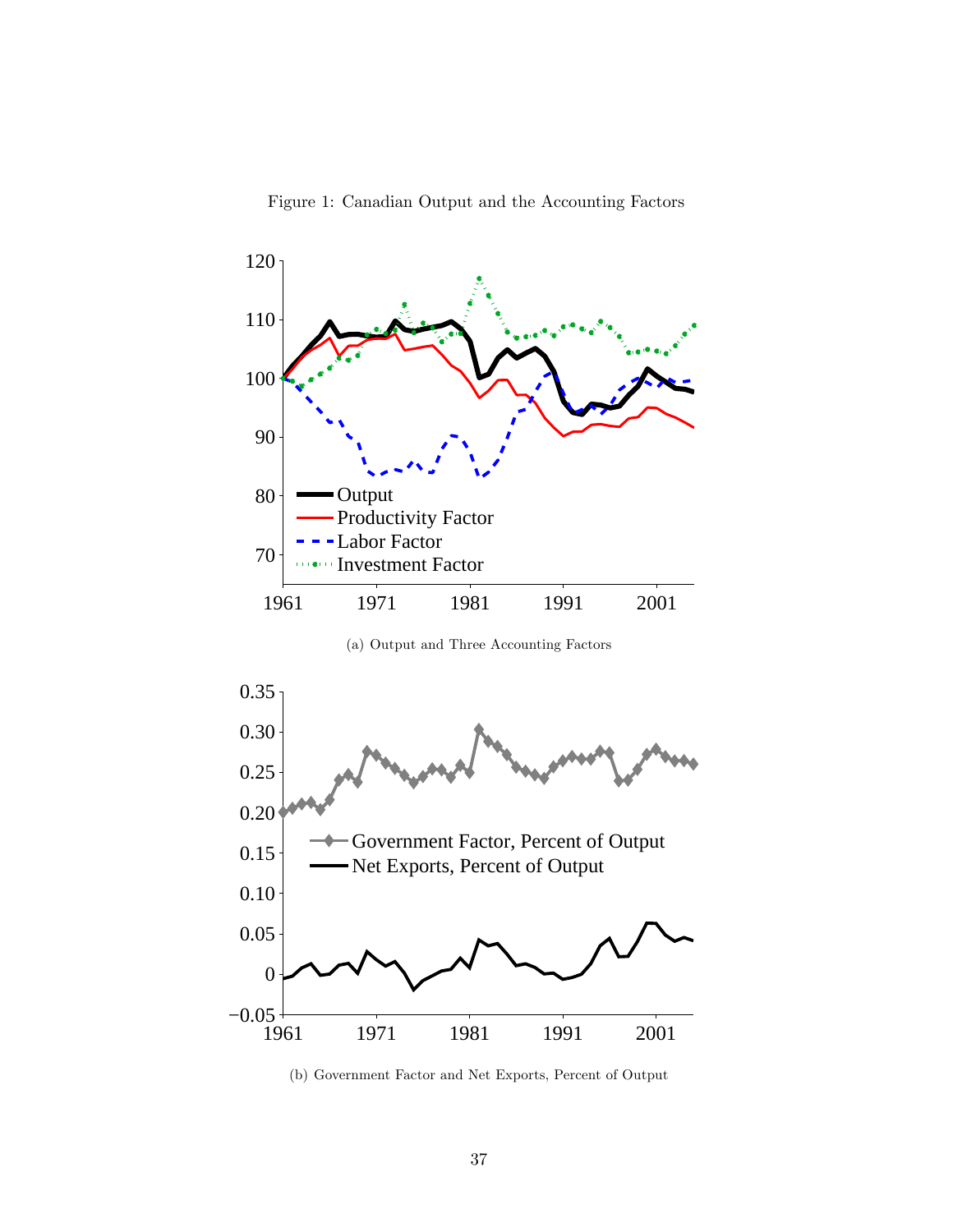Figure 1: Canadian Output and the Accounting Factors

(a) Output and Three Accounting Factors

(b) Government Factor and Net Exports, Percent of Output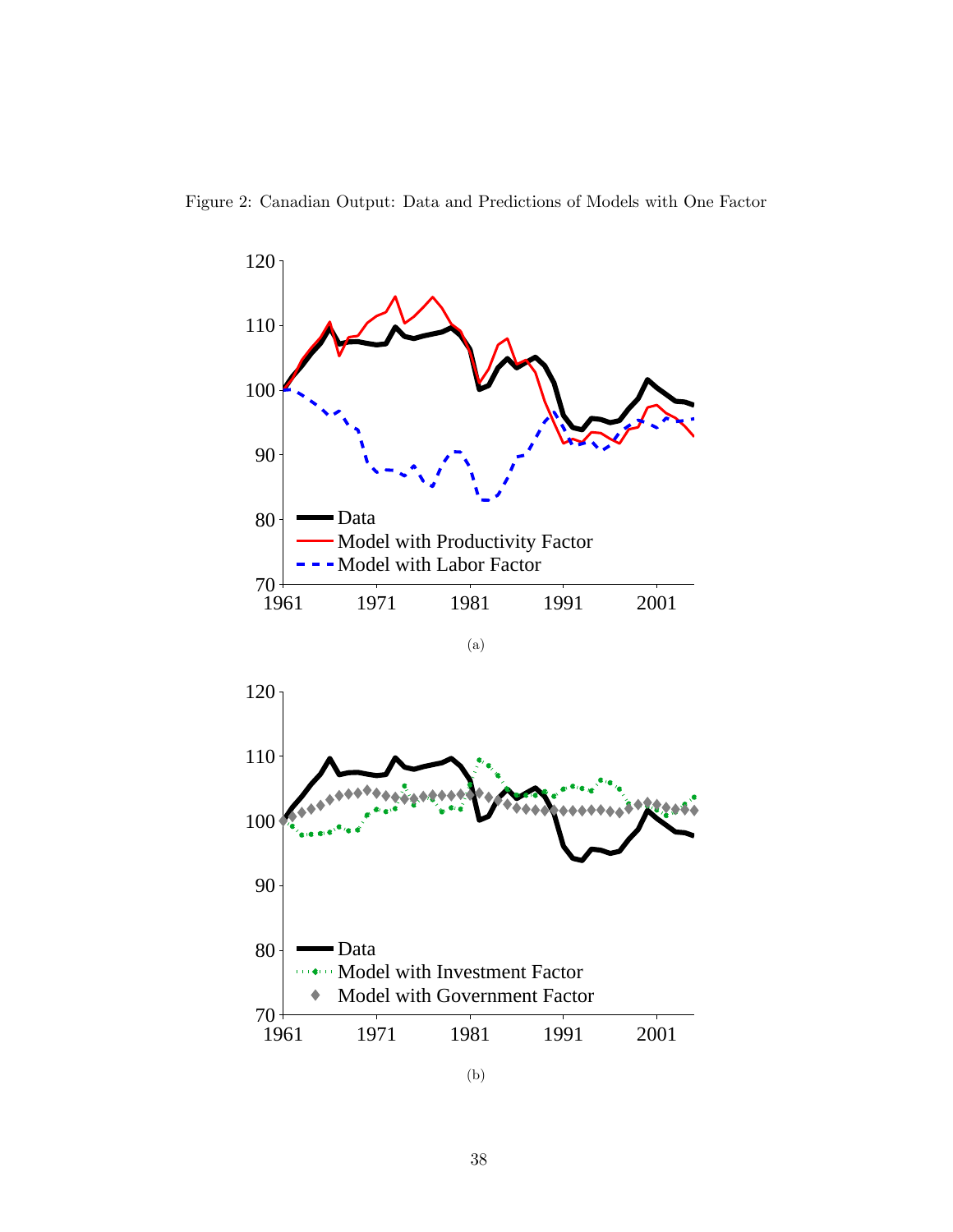Figure 2: Canadian Output: Data and Predictions of Models with One Factor

(a)

(b)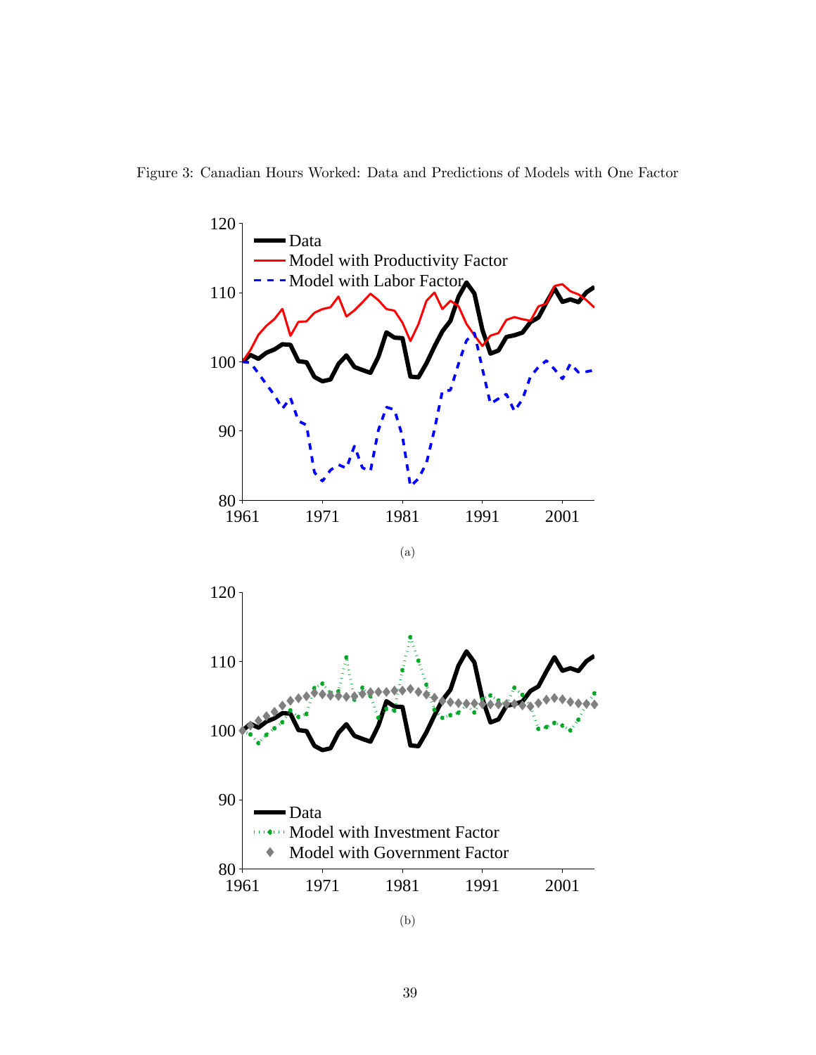Figure 3: Canadian Hours Worked: Data and Predictions of Models with One Factor

(a)

(b)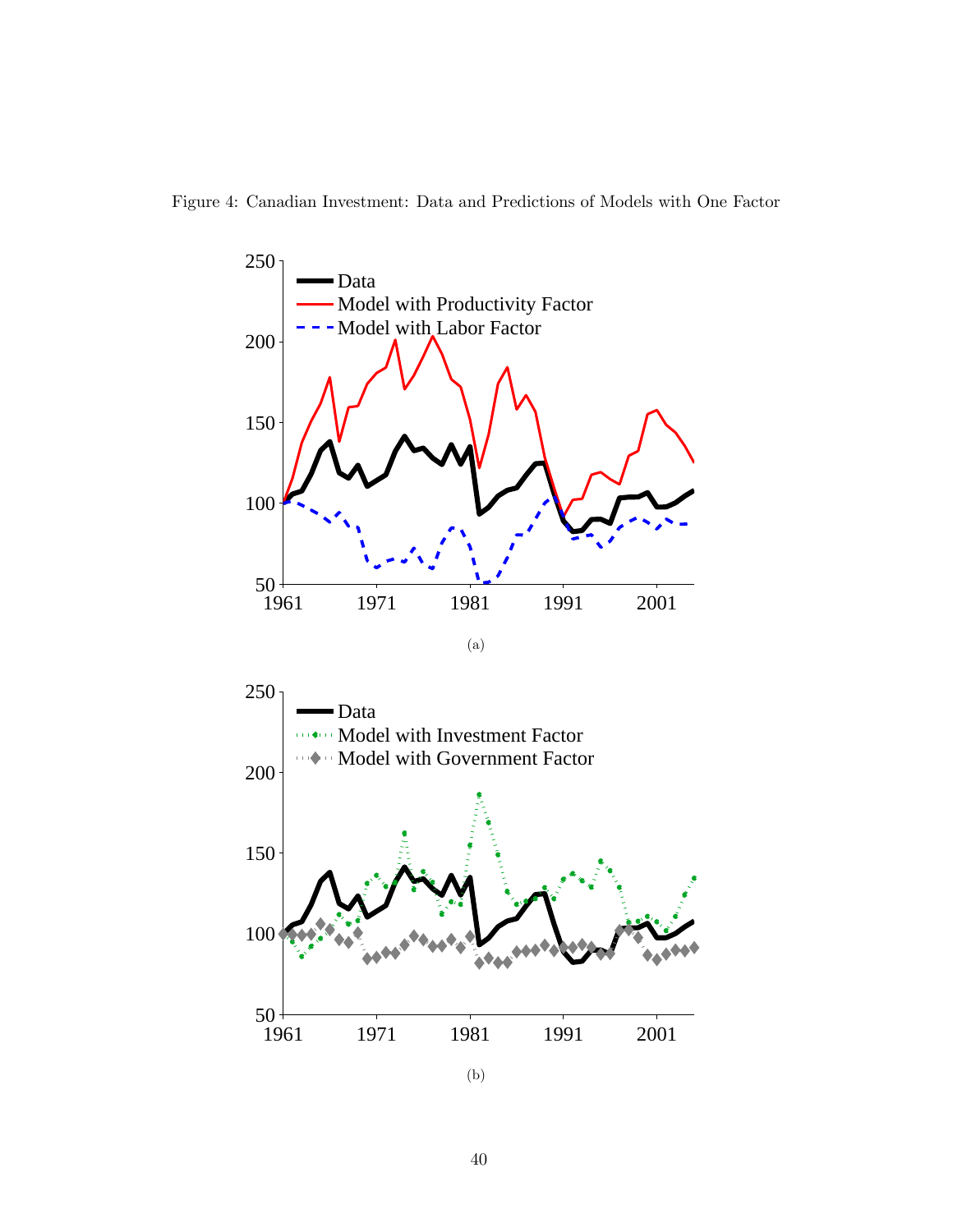Figure 4: Canadian Investment: Data and Predictions of Models with One Factor

(a)

(b)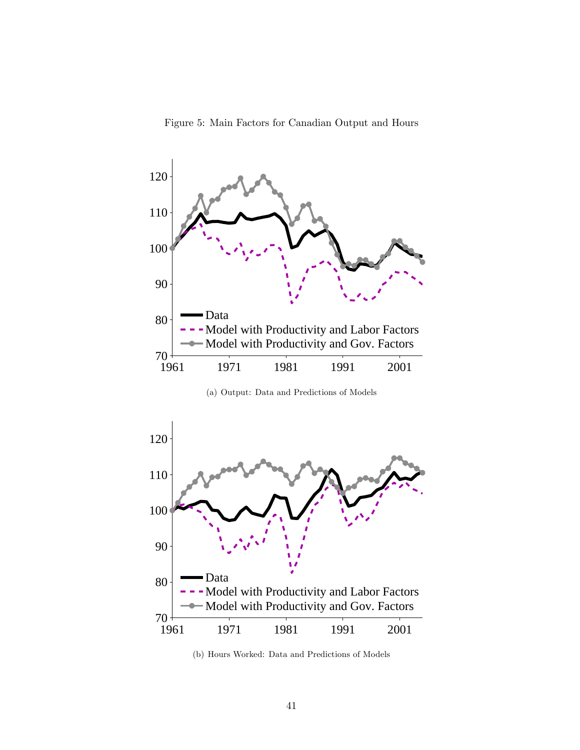Figure 5: Main Factors for Canadian Output and Hours

(a) Output: Data and Predictions of Models

(b) Hours Worked: Data and Predictions of Models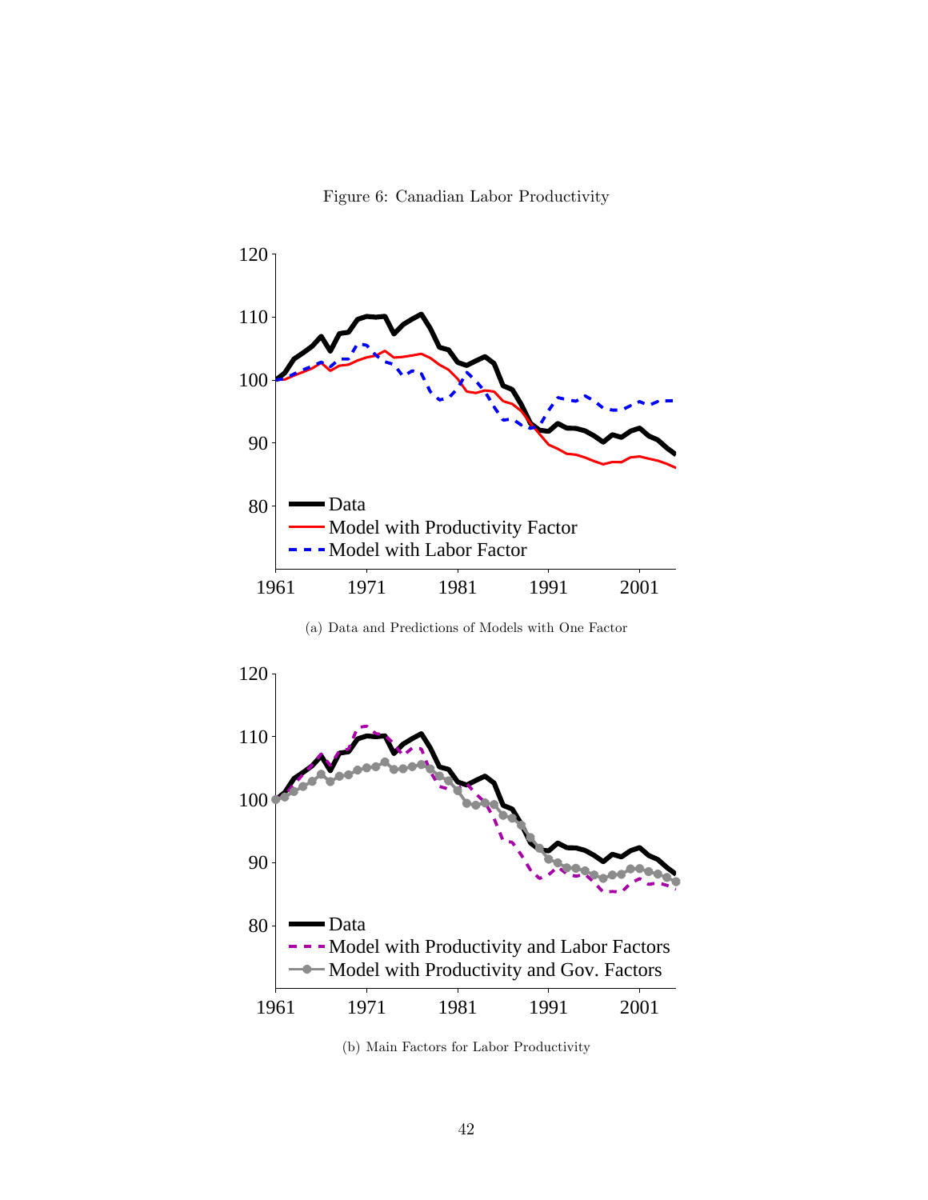Figure 6: Canadian Labor Productivity

(a) Data and Predictions of Models with One Factor

(b) Main Factors for Labor Productivity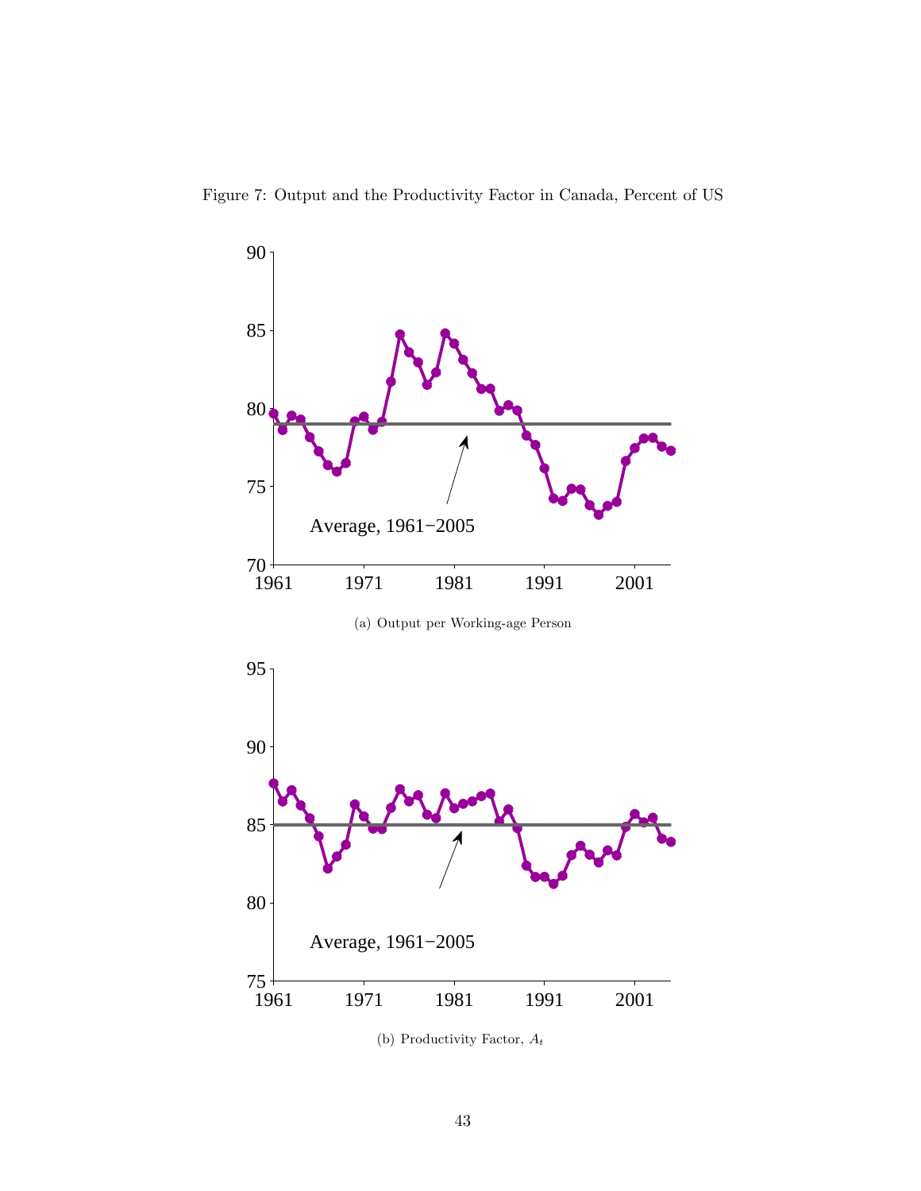Figure 7: Output and the Productivity Factor in Canada, Percent of US

(a) Output per Working-age Person

(b) Productivity Factor, $A_t$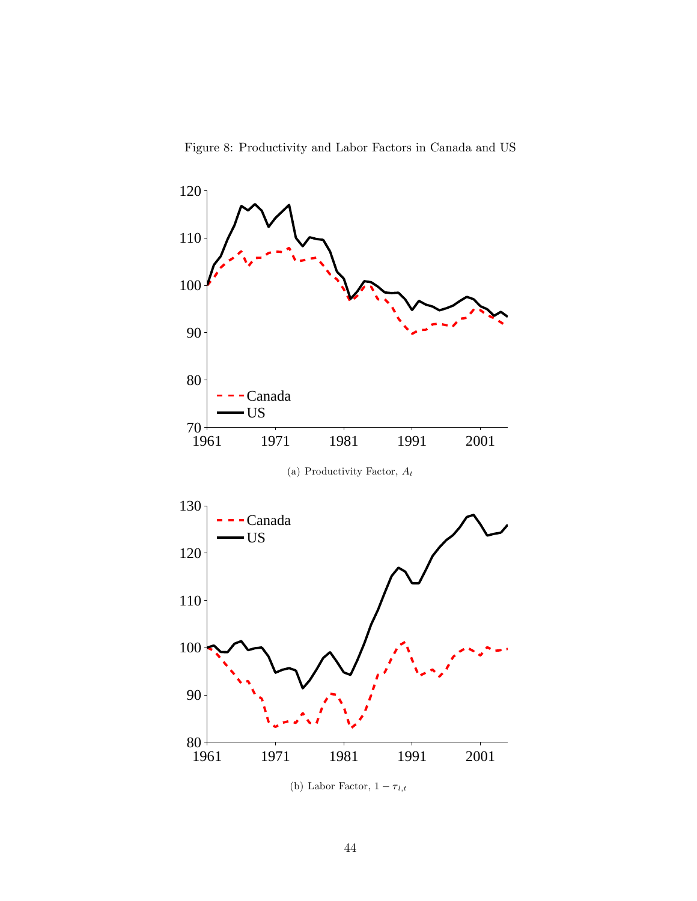Figure 8: Productivity and Labor Factors in Canada and US

120
110
100
90
80
70

1961
1971
1981
1991
2001

Canada
US

(a) Productivity Factor, $A_t$

130
120
110
100
90
80

1961
1971
1981
1991
2001

Canada
US

(b) Labor Factor, $1 - \tau_{l,t}$